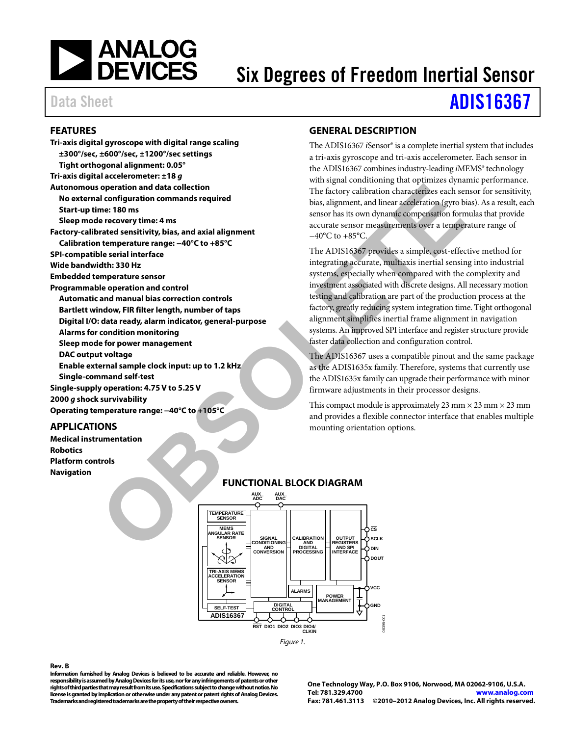# Six Degrees of Freedom Inertial Sensor

Data Sheet **ADIS16367**

## FEATURES

**Tri-axis digital gyroscope with digital range scaling**
- **±300°/sec, ±600°/sec, ±1200°/sec settings**
- **Tight orthogonal alignment: 0.05°**

**Tri-axis digital accelerometer: ±18 *g***

**Autonomous operation and data collection**
- **No external configuration commands required**
- **Start-up time: 180 ms**
- **Sleep mode recovery time: 4 ms**

**Factory-calibrated sensitivity, bias, and axial alignment**
- **Calibration temperature range: −40°C to +85°C**

**SPI-compatible serial interface**

**Wide bandwidth: 330 Hz**

**Embedded temperature sensor**

**Programmable operation and control**
- **Automatic and manual bias correction controls**
- **Bartlett window, FIR filter length, number of taps**
- **Digital I/O: data ready, alarm indicator, general-purpose**
- **Alarms for condition monitoring**
- **Sleep mode for power management**
- **DAC output voltage**
- **Enable external sample clock input: up to 1.2 kHz**
- **Single-command self-test**

**Single-supply operation: 4.75 V to 5.25 V**

**2000 *g* shock survivability**

**Operating temperature range: −40°C to +105°C**

## APPLICATIONS

**Medical instrumentation**
**Robotics**
**Platform controls**
**Navigation**

## GENERAL DESCRIPTION

The ADIS16367 *i*Sensor® is a complete inertial system that includes a tri-axis gyroscope and tri-axis accelerometer. Each sensor in the ADIS16367 combines industry-leading *i*MEMS® technology with signal conditioning that optimizes dynamic performance. The factory calibration characterizes each sensor for sensitivity, bias, alignment, and linear acceleration (gyro bias). As a result, each sensor has its own dynamic compensation formulas that provide accurate sensor measurements over a temperature range of −40°C to +85°C.

The ADIS16367 provides a simple, cost-effective method for integrating accurate, multiaxis inertial sensing into industrial systems, especially when compared with the complexity and investment associated with discrete designs. All necessary motion testing and calibration are part of the production process at the factory, greatly reducing system integration time. Tight orthogonal alignment simplifies inertial frame alignment in navigation systems. An improved SPI interface and register structure provide faster data collection and configuration control.

The ADIS16367 uses a compatible pinout and the same package as the ADIS1635x family. Therefore, systems that currently use the ADIS1635x family can upgrade their performance with minor firmware adjustments in their processor designs.

This compact module is approximately 23 mm × 23 mm × 23 mm and provides a flexible connector interface that enables multiple mounting orientation options.

## FUNCTIONAL BLOCK DIAGRAM

Figure 1.

**Rev. B**

**Information furnished by Analog Devices is believed to be accurate and reliable. However, no responsibility is assumed by Analog Devices for its use, nor for any infringements of patents or other rights of third parties that may result from its use. Specifications subject to change without notice. No license is granted by implication or otherwise under any patent or patent rights of Analog Devices. Trademarks and registered trademarks are the property of their respective owners.**

**One Technology Way, P.O. Box 9106, Norwood, MA 02062-9106, U.S.A.**
**Tel: 781.329.4700** www.analog.com
**Fax: 781.461.3113 ©2010–2012 Analog Devices, Inc. All rights reserved.**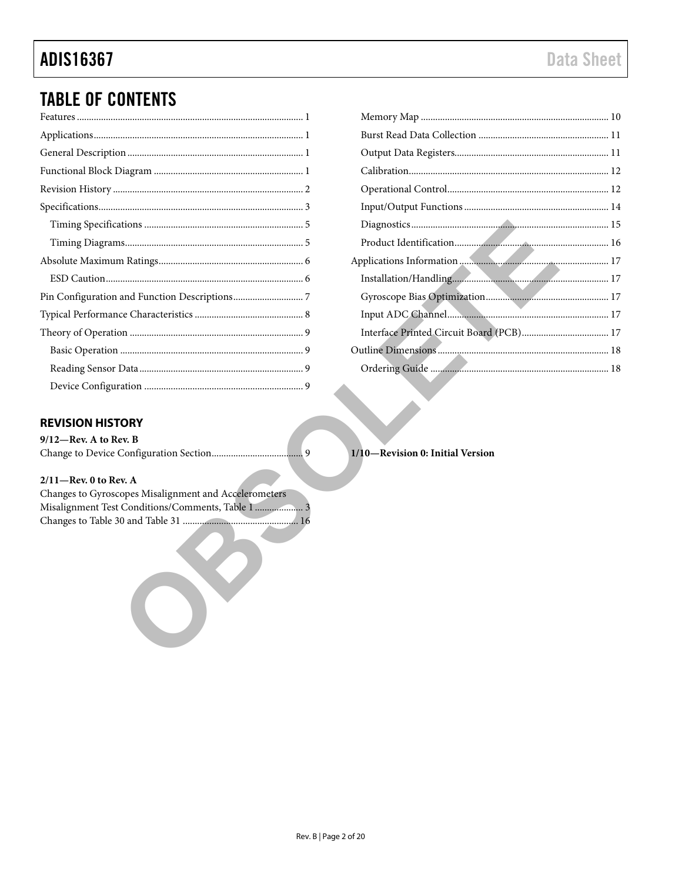## TABLE OF CONTENTS

Features ............................................................................................ 1
Applications ...................................................................................... 1
General Description ........................................................................ 1
Functional Block Diagram ............................................................. 1
Revision History .............................................................................. 2
Specifications .................................................................................... 3
  Timing Specifications ................................................................. 5
  Timing Diagrams ......................................................................... 5
Absolute Maximum Ratings ........................................................... 6
  ESD Caution ................................................................................. 6
Pin Configuration and Function Descriptions ............................. 7
Typical Performance Characteristics ............................................ 8
Theory of Operation ....................................................................... 9
  Basic Operation ........................................................................... 9
  Reading Sensor Data ................................................................... 9
  Device Configuration ................................................................. 9
  Memory Map ............................................................................. 10
  Burst Read Data Collection ...................................................... 11
  Output Data Registers ............................................................... 11
  Calibration .................................................................................. 12
  Operational Control .................................................................. 12
  Input/Output Functions ........................................................... 14
  Diagnostics ................................................................................. 15
  Product Identification ................................................................ 16
Applications Information ............................................................. 17
  Installation/Handling ................................................................ 17
  Gyroscope Bias Optimization .................................................. 17
  Input ADC Channel ................................................................... 17
  Interface Printed Circuit Board (PCB) .................................... 17
Outline Dimensions ....................................................................... 18
  Ordering Guide .......................................................................... 18

### REVISION HISTORY

**9/12—Rev. A to Rev. B**

Change to Device Configuration Section ....................................... 9

**2/11—Rev. 0 to Rev. A**

Changes to Gyroscopes Misalignment and Accelerometers Misalignment Test Conditions/Comments, Table 1 ..................... 3
Changes to Table 30 and Table 31 ................................................. 16

**1/10—Revision 0: Initial Version**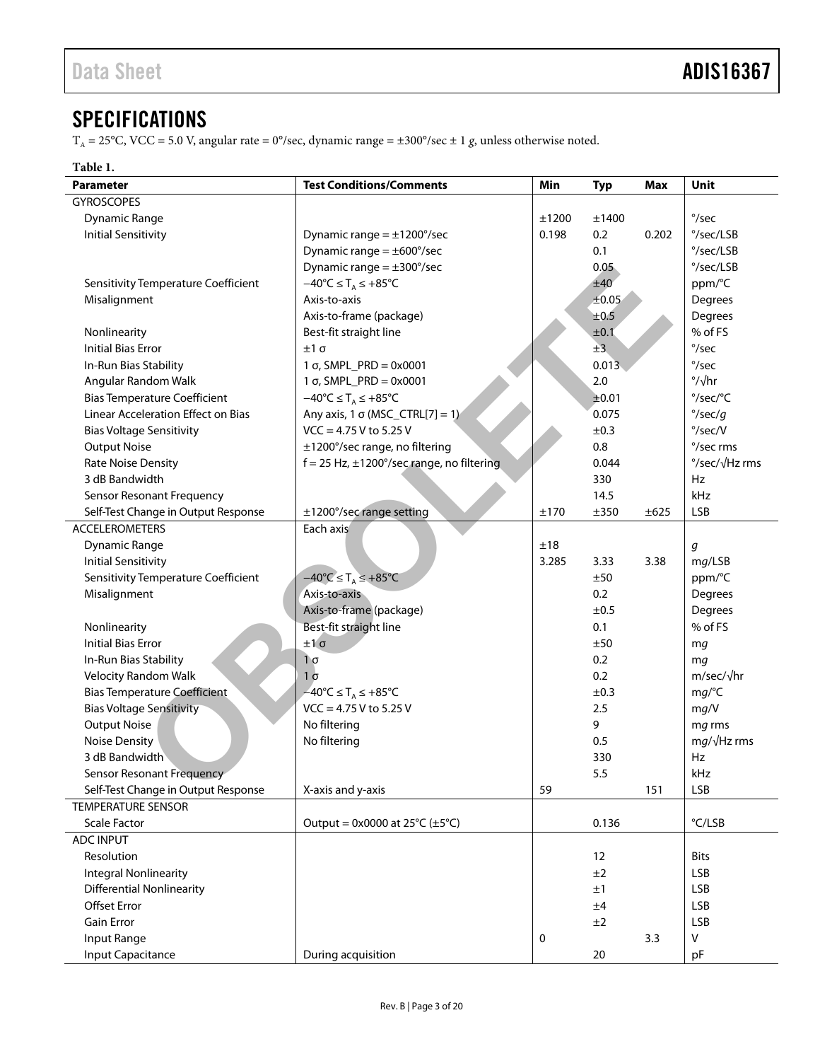## SPECIFICATIONS

$T_A$ = 25°C, VCC = 5.0 V, angular rate = 0°/sec, dynamic range = ±300°/sec ± 1 *g*, unless otherwise noted.

**Table 1.**

| Parameter | Test Conditions/Comments | Min | Typ | Max | Unit |
|---|---|---|---|---|---|
| GYROSCOPES | | | | | |
| Dynamic Range | | ±1200 | ±1400 | | °/sec |
| Initial Sensitivity | Dynamic range = ±1200°/sec | 0.198 | 0.2 | 0.202 | °/sec/LSB |
| | Dynamic range = ±600°/sec | | 0.1 | | °/sec/LSB |
| | Dynamic range = ±300°/sec | | 0.05 | | °/sec/LSB |
| Sensitivity Temperature Coefficient | −40°C ≤ $T_A$ ≤ +85°C | | ±40 | | ppm/°C |
| Misalignment | Axis-to-axis | | ±0.05 | | Degrees |
| | Axis-to-frame (package) | | ±0.5 | | Degrees |
| Nonlinearity | Best-fit straight line | | ±0.1 | | % of FS |
| Initial Bias Error | ±1 σ | | ±3 | | °/sec |
| In-Run Bias Stability | 1 σ, SMPL_PRD = 0x0001 | | 0.013 | | °/sec |
| Angular Random Walk | 1 σ, SMPL_PRD = 0x0001 | | 2.0 | | °/√hr |
| Bias Temperature Coefficient | −40°C ≤ $T_A$ ≤ +85°C | | ±0.01 | | °/sec/°C |
| Linear Acceleration Effect on Bias | Any axis, 1 σ (MSC_CTRL[7] = 1) | | 0.075 | | °/sec/*g* |
| Bias Voltage Sensitivity | VCC = 4.75 V to 5.25 V | | ±0.3 | | °/sec/V |
| Output Noise | ±1200°/sec range, no filtering | | 0.8 | | °/sec rms |
| Rate Noise Density | f = 25 Hz, ±1200°/sec range, no filtering | | 0.044 | | °/sec/√Hz rms |
| 3 dB Bandwidth | | | 330 | | Hz |
| Sensor Resonant Frequency | | | 14.5 | | kHz |
| Self-Test Change in Output Response | ±1200°/sec range setting | ±170 | ±350 | ±625 | LSB |
| ACCELEROMETERS | Each axis | | | | |
| Dynamic Range | | ±18 | | | *g* |
| Initial Sensitivity | | 3.285 | 3.33 | 3.38 | m*g*/LSB |
| Sensitivity Temperature Coefficient | −40°C ≤ $T_A$ ≤ +85°C | | ±50 | | ppm/°C |
| Misalignment | Axis-to-axis | | 0.2 | | Degrees |
| | Axis-to-frame (package) | | ±0.5 | | Degrees |
| Nonlinearity | Best-fit straight line | | 0.1 | | % of FS |
| Initial Bias Error | ±1 σ | | ±50 | | m*g* |
| In-Run Bias Stability | 1 σ | | 0.2 | | m*g* |
| Velocity Random Walk | 1 σ | | 0.2 | | m/sec/√hr |
| Bias Temperature Coefficient | −40°C ≤ $T_A$ ≤ +85°C | | ±0.3 | | m*g*/°C |
| Bias Voltage Sensitivity | VCC = 4.75 V to 5.25 V | | 2.5 | | m*g*/V |
| Output Noise | No filtering | | 9 | | m*g* rms |
| Noise Density | No filtering | | 0.5 | | m*g*/√Hz rms |
| 3 dB Bandwidth | | | 330 | | Hz |
| Sensor Resonant Frequency | | | 5.5 | | kHz |
| Self-Test Change in Output Response | X-axis and y-axis | 59 | | 151 | LSB |
| TEMPERATURE SENSOR | | | | | |
| Scale Factor | Output = 0x0000 at 25°C (±5°C) | | 0.136 | | °C/LSB |
| ADC INPUT | | | | | |
| Resolution | | | 12 | | Bits |
| Integral Nonlinearity | | | ±2 | | LSB |
| Differential Nonlinearity | | | ±1 | | LSB |
| Offset Error | | | ±4 | | LSB |
| Gain Error | | | ±2 | | LSB |
| Input Range | | 0 | | 3.3 | V |
| Input Capacitance | During acquisition | | 20 | | pF |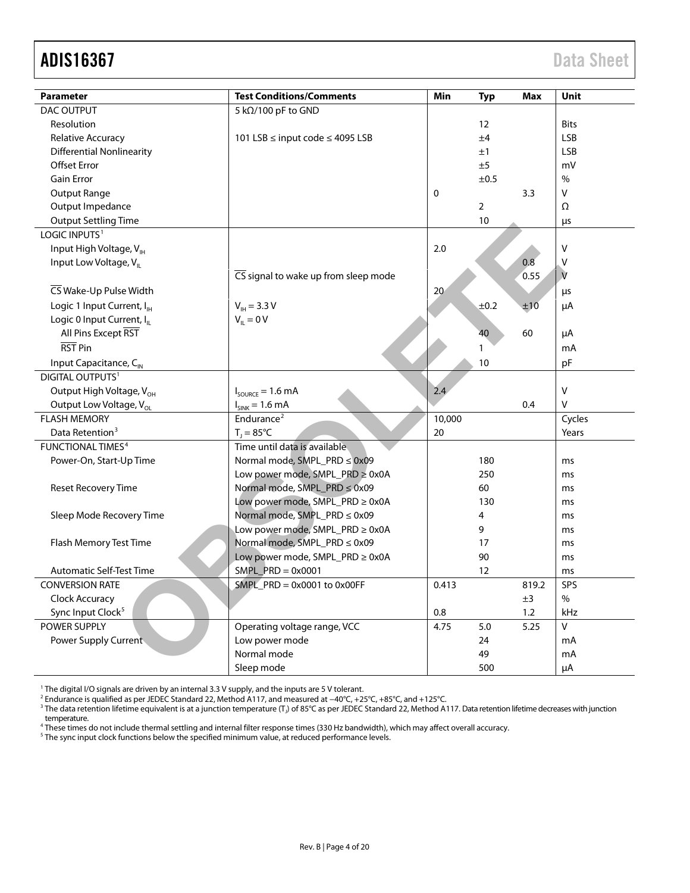| Parameter | Test Conditions/Comments | Min | Typ | Max | Unit |
|---|---|---|---|---|---|
| DAC OUTPUT | 5 kΩ/100 pF to GND | | | | |
| Resolution | | | 12 | | Bits |
| Relative Accuracy | 101 LSB ≤ input code ≤ 4095 LSB | | ±4 | | LSB |
| Differential Nonlinearity | | | ±1 | | LSB |
| Offset Error | | | ±5 | | mV |
| Gain Error | | | ±0.5 | | % |
| Output Range | | 0 | | 3.3 | V |
| Output Impedance | | | 2 | | Ω |
| Output Settling Time | | | 10 | | μs |
| LOGIC INPUTS[1] | | | | | |
| Input High Voltage, $V_{IH}$ | | 2.0 | | | V |
| Input Low Voltage, $V_{IL}$ | | | | 0.8 | V |
| | $\overline{CS}$ signal to wake up from sleep mode | | | 0.55 | V |
| $\overline{CS}$ Wake-Up Pulse Width | | 20 | | | μs |
| Logic 1 Input Current, $I_{IH}$ | $V_{IH}$ = 3.3 V | | ±0.2 | ±10 | μA |
| Logic 0 Input Current, $I_{IL}$ | $V_{IL}$ = 0 V | | | | |
| All Pins Except $\overline{RST}$ | | | 40 | 60 | μA |
| $\overline{RST}$ Pin | | | 1 | | mA |
| Input Capacitance, $C_{IN}$ | | | 10 | | pF |
| DIGITAL OUTPUTS[1] | | | | | |
| Output High Voltage, $V_{OH}$ | $I_{SOURCE}$ = 1.6 mA | 2.4 | | | V |
| Output Low Voltage, $V_{OL}$ | $I_{SINK}$ = 1.6 mA | | | 0.4 | V |
| FLASH MEMORY | Endurance[2] | 10,000 | | | Cycles |
| Data Retention[3] | $T_J$ = 85°C | 20 | | | Years |
| FUNCTIONAL TIMES[4] | Time until data is available | | | | |
| Power-On, Start-Up Time | Normal mode, SMPL_PRD ≤ 0x09 | | 180 | | ms |
| | Low power mode, SMPL_PRD ≥ 0x0A | | 250 | | ms |
| Reset Recovery Time | Normal mode, SMPL_PRD ≤ 0x09 | | 60 | | ms |
| | Low power mode, SMPL_PRD ≥ 0x0A | | 130 | | ms |
| Sleep Mode Recovery Time | Normal mode, SMPL_PRD ≤ 0x09 | | 4 | | ms |
| | Low power mode, SMPL_PRD ≥ 0x0A | | 9 | | ms |
| Flash Memory Test Time | Normal mode, SMPL_PRD ≤ 0x09 | | 17 | | ms |
| | Low power mode, SMPL_PRD ≥ 0x0A | | 90 | | ms |
| Automatic Self-Test Time | SMPL_PRD = 0x0001 | | 12 | | ms |
| CONVERSION RATE | SMPL_PRD = 0x0001 to 0x00FF | 0.413 | | 819.2 | SPS |
| Clock Accuracy | | | | ±3 | % |
| Sync Input Clock[5] | | 0.8 | | 1.2 | kHz |
| POWER SUPPLY | Operating voltage range, VCC | 4.75 | 5.0 | 5.25 | V |
| Power Supply Current | Low power mode | | 24 | | mA |
| | Normal mode | | 49 | | mA |
| | Sleep mode | | 500 | | μA |

[1] The digital I/O signals are driven by an internal 3.3 V supply, and the inputs are 5 V tolerant.
[2] Endurance is qualified as per JEDEC Standard 22, Method A117, and measured at −40°C, +25°C, +85°C, and +125°C.
[3] The data retention lifetime equivalent is at a junction temperature ($T_J$) of 85°C as per JEDEC Standard 22, Method A117. Data retention lifetime decreases with junction temperature.
[4] These times do not include thermal settling and internal filter response times (330 Hz bandwidth), which may affect overall accuracy.
[5] The sync input clock functions below the specified minimum value, at reduced performance levels.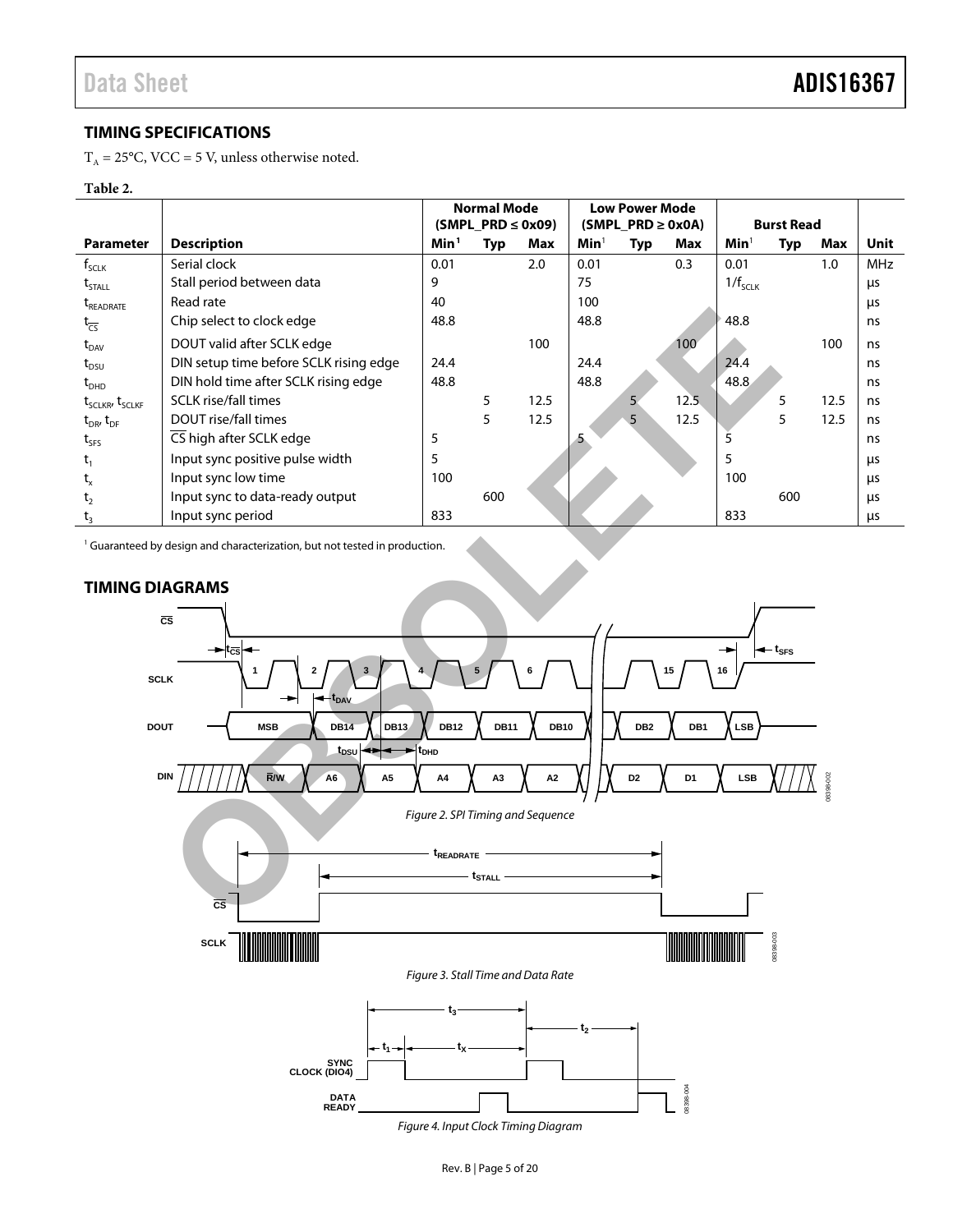## TIMING SPECIFICATIONS

$T_A$ = 25°C, VCC = 5 V, unless otherwise noted.

**Table 2.**

| Parameter | Description | Normal Mode (SMPL_PRD ≤ 0x09) | | | Low Power Mode (SMPL_PRD ≥ 0x0A) | | | Burst Read | | | Unit |
|---|---|---|---|---|---|---|---|---|---|---|---|
| | | Min[1] | Typ | Max | Min[1] | Typ | Max | Min[1] | Typ | Max | |
| $f_{SCLK}$ | Serial clock | 0.01 | | 2.0 | 0.01 | | 0.3 | 0.01 | | 1.0 | MHz |
| $t_{STALL}$ | Stall period between data | 9 | | | 75 | | | $1/f_{SCLK}$ | | | μs |
| $t_{READRATE}$ | Read rate | 40 | | | 100 | | | | | | μs |
| $t_{\overline{CS}}$ | Chip select to clock edge | 48.8 | | | 48.8 | | | 48.8 | | | ns |
| $t_{DAV}$ | DOUT valid after SCLK edge | | | 100 | | | 100 | | | 100 | ns |
| $t_{DSU}$ | DIN setup time before SCLK rising edge | 24.4 | | | 24.4 | | | 24.4 | | | ns |
| $t_{DHD}$ | DIN hold time after SCLK rising edge | 48.8 | | | 48.8 | | | 48.8 | | | ns |
| $t_{SCLKR}$, $t_{SCLKF}$ | SCLK rise/fall times | | 5 | 12.5 | | 5 | 12.5 | | 5 | 12.5 | ns |
| $t_{DR}$, $t_{DF}$ | DOUT rise/fall times | | 5 | 12.5 | | 5 | 12.5 | | 5 | 12.5 | ns |
| $t_{SFS}$ | $\overline{CS}$ high after SCLK edge | 5 | | | 5 | | | 5 | | | ns |
| $t_1$ | Input sync positive pulse width | 5 | | | | | | 5 | | | μs |
| $t_x$ | Input sync low time | 100 | | | | | | 100 | | | μs |
| $t_2$ | Input sync to data-ready output | | 600 | | | | | | 600 | | μs |
| $t_3$ | Input sync period | 833 | | | | | | 833 | | | μs |

[1] Guaranteed by design and characterization, but not tested in production.

## TIMING DIAGRAMS

*Figure 2. SPI Timing and Sequence*

*Figure 3. Stall Time and Data Rate*

*Figure 4. Input Clock Timing Diagram*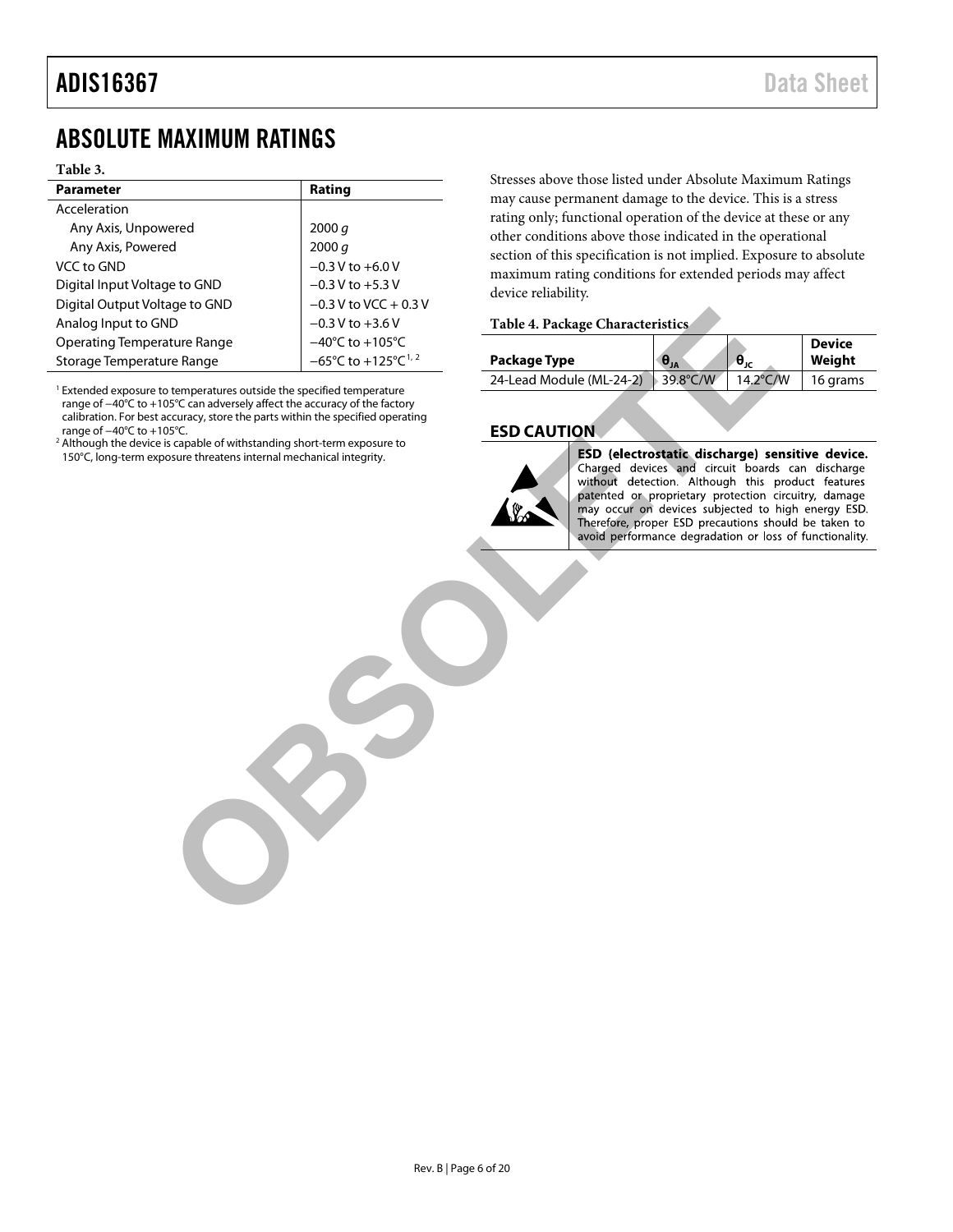## ABSOLUTE MAXIMUM RATINGS

**Table 3.**

| Parameter | Rating |
|---|---|
| Acceleration | |
| Any Axis, Unpowered | 2000 *g* |
| Any Axis, Powered | 2000 *g* |
| VCC to GND | −0.3 V to +6.0 V |
| Digital Input Voltage to GND | −0.3 V to +5.3 V |
| Digital Output Voltage to GND | −0.3 V to VCC + 0.3 V |
| Analog Input to GND | −0.3 V to +3.6 V |
| Operating Temperature Range | −40°C to +105°C |
| Storage Temperature Range | −65°C to +125°C[1, 2] |

[1] Extended exposure to temperatures outside the specified temperature range of −40°C to +105°C can adversely affect the accuracy of the factory calibration. For best accuracy, store the parts within the specified operating range of −40°C to +105°C.

[2] Although the device is capable of withstanding short-term exposure to 150°C, long-term exposure threatens internal mechanical integrity.

Stresses above those listed under Absolute Maximum Ratings may cause permanent damage to the device. This is a stress rating only; functional operation of the device at these or any other conditions above those indicated in the operational section of this specification is not implied. Exposure to absolute maximum rating conditions for extended periods may affect device reliability.

**Table 4. Package Characteristics**

| Package Type | $\theta_{JA}$ | $\theta_{JC}$ | Device Weight |
|---|---|---|---|
| 24-Lead Module (ML-24-2) | 39.8°C/W | 14.2°C/W | 16 grams |

## ESD CAUTION

**ESD (electrostatic discharge) sensitive device.** Charged devices and circuit boards can discharge without detection. Although this product features patented or proprietary protection circuitry, damage may occur on devices subjected to high energy ESD. Therefore, proper ESD precautions should be taken to avoid performance degradation or loss of functionality.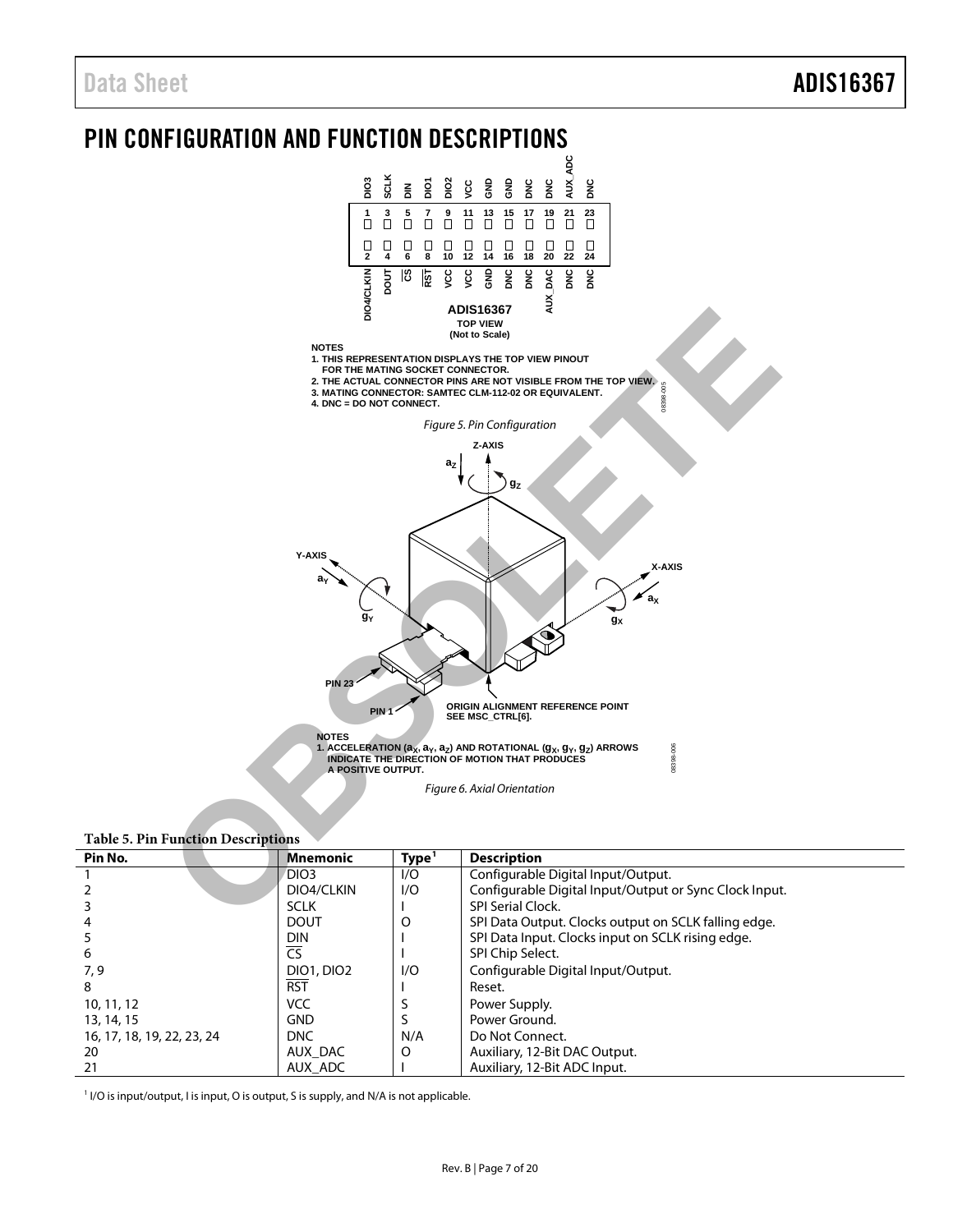# PIN CONFIGURATION AND FUNCTION DESCRIPTIONS

NOTES
1. THIS REPRESENTATION DISPLAYS THE TOP VIEW PINOUT FOR THE MATING SOCKET CONNECTOR.
2. THE ACTUAL CONNECTOR PINS ARE NOT VISIBLE FROM THE TOP VIEW.
3. MATING CONNECTOR: SAMTEC CLM-112-02 OR EQUIVALENT.
4. DNC = DO NOT CONNECT.

*Figure 5. Pin Configuration*

NOTES
1. ACCELERATION ($a_X$, $a_Y$, $a_Z$) AND ROTATIONAL ($g_X$, $g_Y$, $g_Z$) ARROWS INDICATE THE DIRECTION OF MOTION THAT PRODUCES A POSITIVE OUTPUT.

*Figure 6. Axial Orientation*

**Table 5. Pin Function Descriptions**

| Pin No. | Mnemonic | Type[1] | Description |
|---|---|---|---|
| 1 | DIO3 | I/O | Configurable Digital Input/Output. |
| 2 | DIO4/CLKIN | I/O | Configurable Digital Input/Output or Sync Clock Input. |
| 3 | SCLK | I | SPI Serial Clock. |
| 4 | DOUT | O | SPI Data Output. Clocks output on SCLK falling edge. |
| 5 | DIN | I | SPI Data Input. Clocks input on SCLK rising edge. |
| 6 | $\overline{CS}$ | I | SPI Chip Select. |
| 7, 9 | DIO1, DIO2 | I/O | Configurable Digital Input/Output. |
| 8 | $\overline{RST}$ | I | Reset. |
| 10, 11, 12 | VCC | S | Power Supply. |
| 13, 14, 15 | GND | S | Power Ground. |
| 16, 17, 18, 19, 22, 23, 24 | DNC | N/A | Do Not Connect. |
| 20 | AUX_DAC | O | Auxiliary, 12-Bit DAC Output. |
| 21 | AUX_ADC | I | Auxiliary, 12-Bit ADC Input. |

[1] I/O is input/output, I is input, O is output, S is supply, and N/A is not applicable.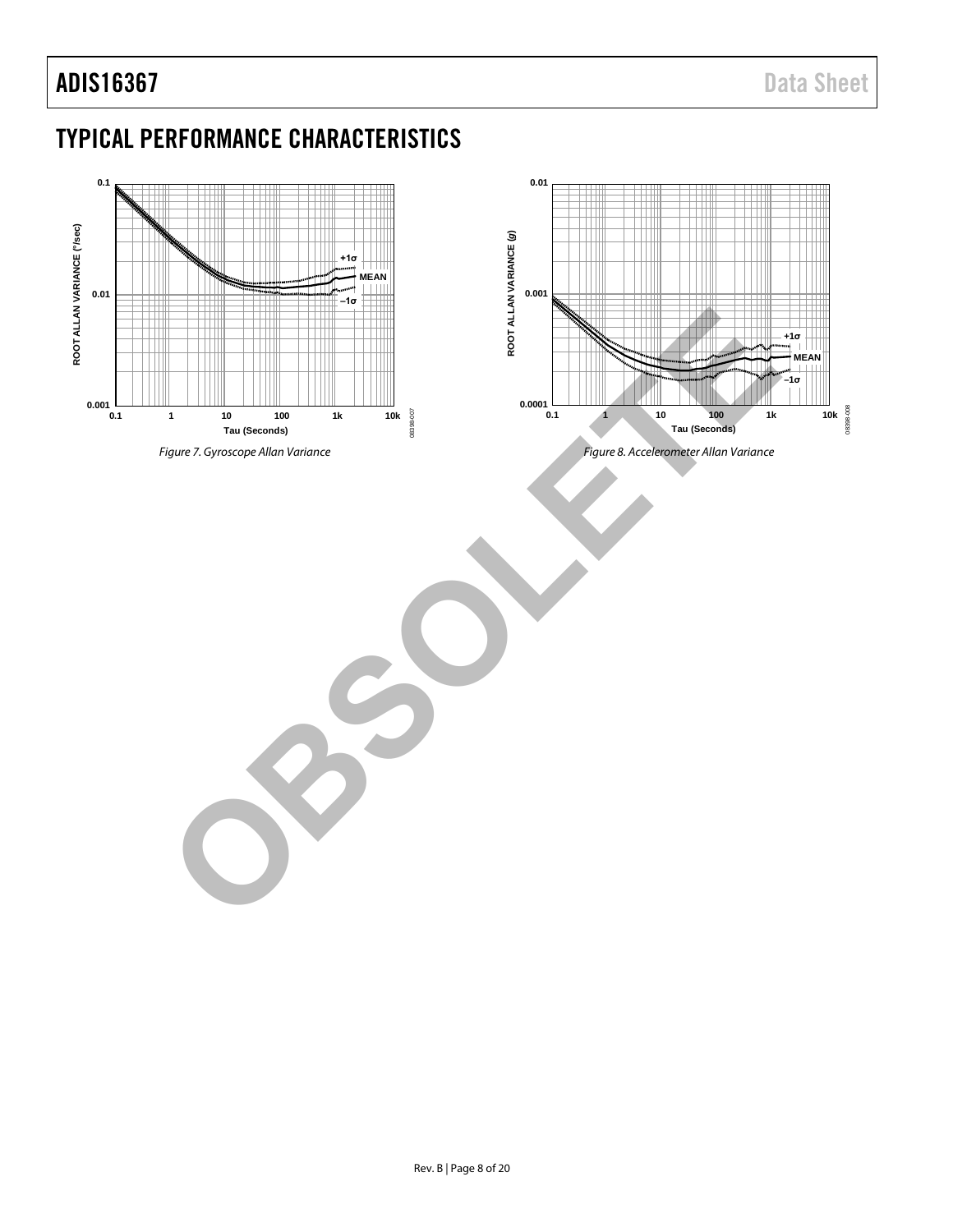## TYPICAL PERFORMANCE CHARACTERISTICS

*Figure 7. Gyroscope Allan Variance*

*Figure 8. Accelerometer Allan Variance*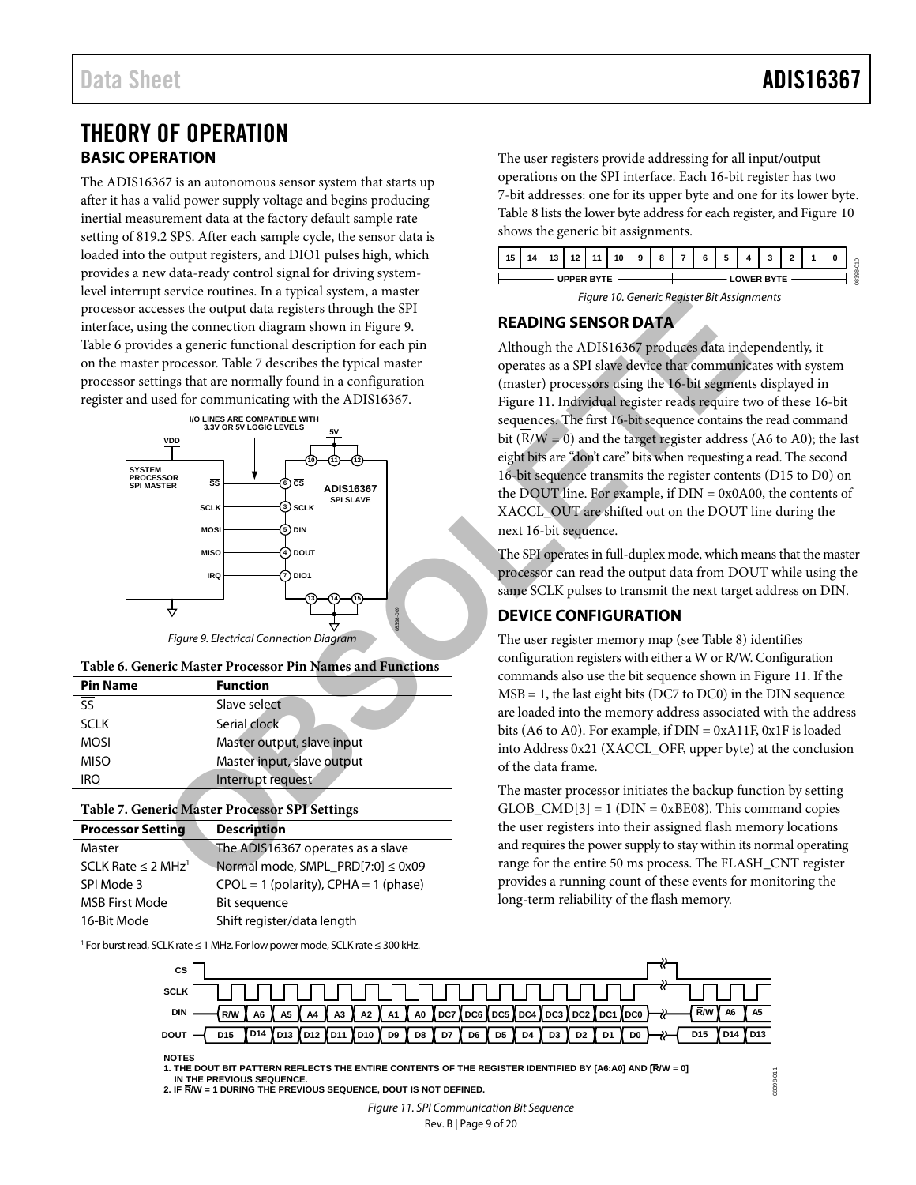# THEORY OF OPERATION

## BASIC OPERATION

The ADIS16367 is an autonomous sensor system that starts up after it has a valid power supply voltage and begins producing inertial measurement data at the factory default sample rate setting of 819.2 SPS. After each sample cycle, the sensor data is loaded into the output registers, and DIO1 pulses high, which provides a new data-ready control signal for driving system-level interrupt service routines. In a typical system, a master processor accesses the output data registers through the SPI interface, using the connection diagram shown in Figure 9. Table 6 provides a generic functional description for each pin on the master processor. Table 7 describes the typical master processor settings that are normally found in a configuration register and used for communicating with the ADIS16367.

*Figure 9. Electrical Connection Diagram*

**Table 6. Generic Master Processor Pin Names and Functions**

| Pin Name | Function |
|---|---|
| $\overline{SS}$ | Slave select |
| SCLK | Serial clock |
| MOSI | Master output, slave input |
| MISO | Master input, slave output |
| IRQ | Interrupt request |

**Table 7. Generic Master Processor SPI Settings**

| Processor Setting | Description |
|---|---|
| Master | The ADIS16367 operates as a slave |
| SCLK Rate ≤ 2 MHz[1] | Normal mode, SMPL_PRD[7:0] ≤ 0x09 |
| SPI Mode 3 | CPOL = 1 (polarity), CPHA = 1 (phase) |
| MSB First Mode | Bit sequence |
| 16-Bit Mode | Shift register/data length |

[1] For burst read, SCLK rate ≤ 1 MHz. For low power mode, SCLK rate ≤ 300 kHz.

The user registers provide addressing for all input/output operations on the SPI interface. Each 16-bit register has two 7-bit addresses: one for its upper byte and one for its lower byte. Table 8 lists the lower byte address for each register, and Figure 10 shows the generic bit assignments.

*Figure 10. Generic Register Bit Assignments*

## READING SENSOR DATA

Although the ADIS16367 produces data independently, it operates as a SPI slave device that communicates with system (master) processors using the 16-bit segments displayed in Figure 11. Individual register reads require two of these 16-bit sequences. The first 16-bit sequence contains the read command bit ($\overline{R}$/W = 0) and the target register address (A6 to A0); the last eight bits are "don't care" bits when requesting a read. The second 16-bit sequence transmits the register contents (D15 to D0) on the DOUT line. For example, if DIN = 0x0A00, the contents of XACCL_OUT are shifted out on the DOUT line during the next 16-bit sequence.

The SPI operates in full-duplex mode, which means that the master processor can read the output data from DOUT while using the same SCLK pulses to transmit the next target address on DIN.

## DEVICE CONFIGURATION

The user register memory map (see Table 8) identifies configuration registers with either a W or R/W. Configuration commands also use the bit sequence shown in Figure 11. If the MSB = 1, the last eight bits (DC7 to DC0) in the DIN sequence are loaded into the memory address associated with the address bits (A6 to A0). For example, if DIN = 0xA11F, 0x1F is loaded into Address 0x21 (XACCL_OFF, upper byte) at the conclusion of the data frame.

The master processor initiates the backup function by setting GLOB_CMD[3] = 1 (DIN = 0xBE08). This command copies the user registers into their assigned flash memory locations and requires the power supply to stay within its normal operating range for the entire 50 ms process. The FLASH_CNT register provides a running count of these events for monitoring the long-term reliability of the flash memory.

NOTES
1. THE DOUT BIT PATTERN REFLECTS THE ENTIRE CONTENTS OF THE REGISTER IDENTIFIED BY [A6:A0] AND [$\overline{R}$/W = 0] IN THE PREVIOUS SEQUENCE.
2. IF $\overline{R}$/W = 1 DURING THE PREVIOUS SEQUENCE, DOUT IS NOT DEFINED.

*Figure 11. SPI Communication Bit Sequence*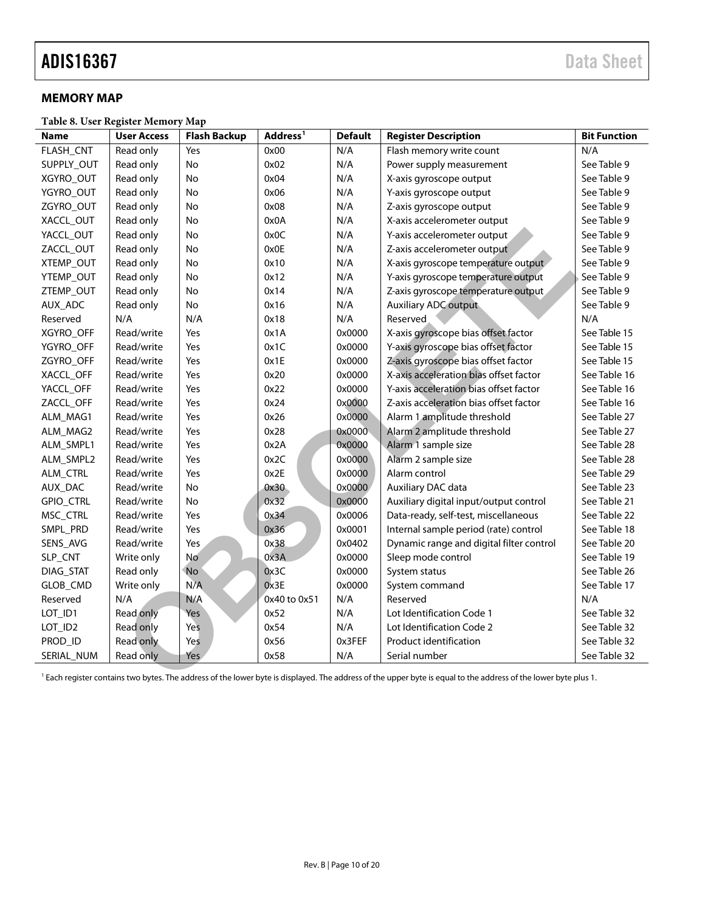## MEMORY MAP

**Table 8. User Register Memory Map**

| Name | User Access | Flash Backup | Address[1] | Default | Register Description | Bit Function |
|---|---|---|---|---|---|---|
| FLASH_CNT | Read only | Yes | 0x00 | N/A | Flash memory write count | N/A |
| SUPPLY_OUT | Read only | No | 0x02 | N/A | Power supply measurement | See Table 9 |
| XGYRO_OUT | Read only | No | 0x04 | N/A | X-axis gyroscope output | See Table 9 |
| YGYRO_OUT | Read only | No | 0x06 | N/A | Y-axis gyroscope output | See Table 9 |
| ZGYRO_OUT | Read only | No | 0x08 | N/A | Z-axis gyroscope output | See Table 9 |
| XACCL_OUT | Read only | No | 0x0A | N/A | X-axis accelerometer output | See Table 9 |
| YACCL_OUT | Read only | No | 0x0C | N/A | Y-axis accelerometer output | See Table 9 |
| ZACCL_OUT | Read only | No | 0x0E | N/A | Z-axis accelerometer output | See Table 9 |
| XTEMP_OUT | Read only | No | 0x10 | N/A | X-axis gyroscope temperature output | See Table 9 |
| YTEMP_OUT | Read only | No | 0x12 | N/A | Y-axis gyroscope temperature output | See Table 9 |
| ZTEMP_OUT | Read only | No | 0x14 | N/A | Z-axis gyroscope temperature output | See Table 9 |
| AUX_ADC | Read only | No | 0x16 | N/A | Auxiliary ADC output | See Table 9 |
| Reserved | N/A | N/A | 0x18 | N/A | Reserved | N/A |
| XGYRO_OFF | Read/write | Yes | 0x1A | 0x0000 | X-axis gyroscope bias offset factor | See Table 15 |
| YGYRO_OFF | Read/write | Yes | 0x1C | 0x0000 | Y-axis gyroscope bias offset factor | See Table 15 |
| ZGYRO_OFF | Read/write | Yes | 0x1E | 0x0000 | Z-axis gyroscope bias offset factor | See Table 15 |
| XACCL_OFF | Read/write | Yes | 0x20 | 0x0000 | X-axis acceleration bias offset factor | See Table 16 |
| YACCL_OFF | Read/write | Yes | 0x22 | 0x0000 | Y-axis acceleration bias offset factor | See Table 16 |
| ZACCL_OFF | Read/write | Yes | 0x24 | 0x0000 | Z-axis acceleration bias offset factor | See Table 16 |
| ALM_MAG1 | Read/write | Yes | 0x26 | 0x0000 | Alarm 1 amplitude threshold | See Table 27 |
| ALM_MAG2 | Read/write | Yes | 0x28 | 0x0000 | Alarm 2 amplitude threshold | See Table 27 |
| ALM_SMPL1 | Read/write | Yes | 0x2A | 0x0000 | Alarm 1 sample size | See Table 28 |
| ALM_SMPL2 | Read/write | Yes | 0x2C | 0x0000 | Alarm 2 sample size | See Table 28 |
| ALM_CTRL | Read/write | Yes | 0x2E | 0x0000 | Alarm control | See Table 29 |
| AUX_DAC | Read/write | No | 0x30 | 0x0000 | Auxiliary DAC data | See Table 23 |
| GPIO_CTRL | Read/write | No | 0x32 | 0x0000 | Auxiliary digital input/output control | See Table 21 |
| MSC_CTRL | Read/write | Yes | 0x34 | 0x0006 | Data-ready, self-test, miscellaneous | See Table 22 |
| SMPL_PRD | Read/write | Yes | 0x36 | 0x0001 | Internal sample period (rate) control | See Table 18 |
| SENS_AVG | Read/write | Yes | 0x38 | 0x0402 | Dynamic range and digital filter control | See Table 20 |
| SLP_CNT | Write only | No | 0x3A | 0x0000 | Sleep mode control | See Table 19 |
| DIAG_STAT | Read only | No | 0x3C | 0x0000 | System status | See Table 26 |
| GLOB_CMD | Write only | N/A | 0x3E | 0x0000 | System command | See Table 17 |
| Reserved | N/A | N/A | 0x40 to 0x51 | N/A | Reserved | N/A |
| LOT_ID1 | Read only | Yes | 0x52 | N/A | Lot Identification Code 1 | See Table 32 |
| LOT_ID2 | Read only | Yes | 0x54 | N/A | Lot Identification Code 2 | See Table 32 |
| PROD_ID | Read only | Yes | 0x56 | 0x3FEF | Product identification | See Table 32 |
| SERIAL_NUM | Read only | Yes | 0x58 | N/A | Serial number | See Table 32 |

[1] Each register contains two bytes. The address of the lower byte is displayed. The address of the upper byte is equal to the address of the lower byte plus 1.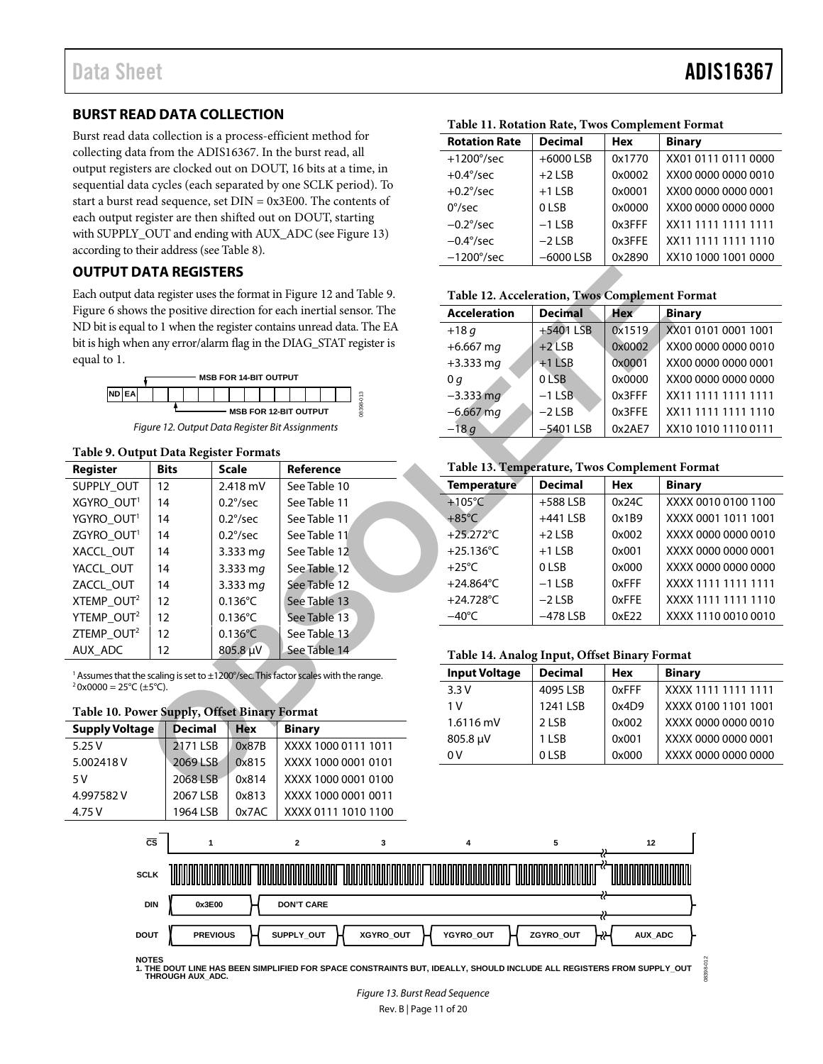## BURST READ DATA COLLECTION

Burst read data collection is a process-efficient method for collecting data from the ADIS16367. In the burst read, all output registers are clocked out on DOUT, 16 bits at a time, in sequential data cycles (each separated by one SCLK period). To start a burst read sequence, set DIN = 0x3E00. The contents of each output register are then shifted out on DOUT, starting with SUPPLY_OUT and ending with AUX_ADC (see Figure 13) according to their address (see Table 8).

## OUTPUT DATA REGISTERS

Each output data register uses the format in Figure 12 and Table 9. Figure 6 shows the positive direction for each inertial sensor. The ND bit is equal to 1 when the register contains unread data. The EA bit is high when any error/alarm flag in the DIAG_STAT register is equal to 1.

ND | EA | MSB FOR 14-BIT OUTPUT | MSB FOR 12-BIT OUTPUT

*Figure 12. Output Data Register Bit Assignments*

**Table 9. Output Data Register Formats**

| Register | Bits | Scale | Reference |
|---|---|---|---|
| SUPPLY_OUT | 12 | 2.418 mV | See Table 10 |
| XGYRO_OUT[1] | 14 | 0.2°/sec | See Table 11 |
| YGYRO_OUT[1] | 14 | 0.2°/sec | See Table 11 |
| ZGYRO_OUT[1] | 14 | 0.2°/sec | See Table 11 |
| XACCL_OUT | 14 | 3.333 m*g* | See Table 12 |
| YACCL_OUT | 14 | 3.333 m*g* | See Table 12 |
| ZACCL_OUT | 14 | 3.333 m*g* | See Table 12 |
| XTEMP_OUT[2] | 12 | 0.136°C | See Table 13 |
| YTEMP_OUT[2] | 12 | 0.136°C | See Table 13 |
| ZTEMP_OUT[2] | 12 | 0.136°C | See Table 13 |
| AUX_ADC | 12 | 805.8 µV | See Table 14 |

[1] Assumes that the scaling is set to ±1200°/sec. This factor scales with the range.
[2] 0x0000 = 25°C (±5°C).

**Table 10. Power Supply, Offset Binary Format**

| Supply Voltage | Decimal | Hex | Binary |
|---|---|---|---|
| 5.25 V | 2171 LSB | 0x87B | XXXX 1000 0111 1011 |
| 5.002418 V | 2069 LSB | 0x815 | XXXX 1000 0001 0101 |
| 5 V | 2068 LSB | 0x814 | XXXX 1000 0001 0100 |
| 4.997582 V | 2067 LSB | 0x813 | XXXX 1000 0001 0011 |
| 4.75 V | 1964 LSB | 0x7AC | XXXX 0111 1010 1100 |

**Table 11. Rotation Rate, Twos Complement Format**

| Rotation Rate | Decimal | Hex | Binary |
|---|---|---|---|
| +1200°/sec | +6000 LSB | 0x1770 | XX01 0111 0111 0000 |
| +0.4°/sec | +2 LSB | 0x0002 | XX00 0000 0000 0010 |
| +0.2°/sec | +1 LSB | 0x0001 | XX00 0000 0000 0001 |
| 0°/sec | 0 LSB | 0x0000 | XX00 0000 0000 0000 |
| −0.2°/sec | −1 LSB | 0x3FFF | XX11 1111 1111 1111 |
| −0.4°/sec | −2 LSB | 0x3FFE | XX11 1111 1111 1110 |
| −1200°/sec | −6000 LSB | 0x2890 | XX10 1000 1001 0000 |

**Table 12. Acceleration, Twos Complement Format**

| Acceleration | Decimal | Hex | Binary |
|---|---|---|---|
| +18 *g* | +5401 LSB | 0x1519 | XX01 0101 0001 1001 |
| +6.667 m*g* | +2 LSB | 0x0002 | XX00 0000 0000 0010 |
| +3.333 m*g* | +1 LSB | 0x0001 | XX00 0000 0000 0001 |
| 0 *g* | 0 LSB | 0x0000 | XX00 0000 0000 0000 |
| −3.333 m*g* | −1 LSB | 0x3FFF | XX11 1111 1111 1111 |
| −6.667 m*g* | −2 LSB | 0x3FFE | XX11 1111 1111 1110 |
| −18 *g* | −5401 LSB | 0x2AE7 | XX10 1010 1110 0111 |

**Table 13. Temperature, Twos Complement Format**

| Temperature | Decimal | Hex | Binary |
|---|---|---|---|
| +105°C | +588 LSB | 0x24C | XXXX 0010 0100 1100 |
| +85°C | +441 LSB | 0x1B9 | XXXX 0001 1011 1001 |
| +25.272°C | +2 LSB | 0x002 | XXXX 0000 0000 0010 |
| +25.136°C | +1 LSB | 0x001 | XXXX 0000 0000 0001 |
| +25°C | 0 LSB | 0x000 | XXXX 0000 0000 0000 |
| +24.864°C | −1 LSB | 0xFFF | XXXX 1111 1111 1111 |
| +24.728°C | −2 LSB | 0xFFE | XXXX 1111 1111 1110 |
| −40°C | −478 LSB | 0xE22 | XXXX 1110 0010 0010 |

**Table 14. Analog Input, Offset Binary Format**

| Input Voltage | Decimal | Hex | Binary |
|---|---|---|---|
| 3.3 V | 4095 LSB | 0xFFF | XXXX 1111 1111 1111 |
| 1 V | 1241 LSB | 0x4D9 | XXXX 0100 1101 1001 |
| 1.6116 mV | 2 LSB | 0x002 | XXXX 0000 0000 0010 |
| 805.8 µV | 1 LSB | 0x001 | XXXX 0000 0000 0001 |
| 0 V | 0 LSB | 0x000 | XXXX 0000 0000 0000 |

CS: 1, 2, 3, 4, 5, 12
SCLK
DIN: 0x3E00, DON'T CARE
DOUT: PREVIOUS, SUPPLY_OUT, XGYRO_OUT, YGYRO_OUT, ZGYRO_OUT, AUX_ADC

NOTES
1. THE DOUT LINE HAS BEEN SIMPLIFIED FOR SPACE CONSTRAINTS BUT, IDEALLY, SHOULD INCLUDE ALL REGISTERS FROM SUPPLY_OUT THROUGH AUX_ADC.

*Figure 13. Burst Read Sequence*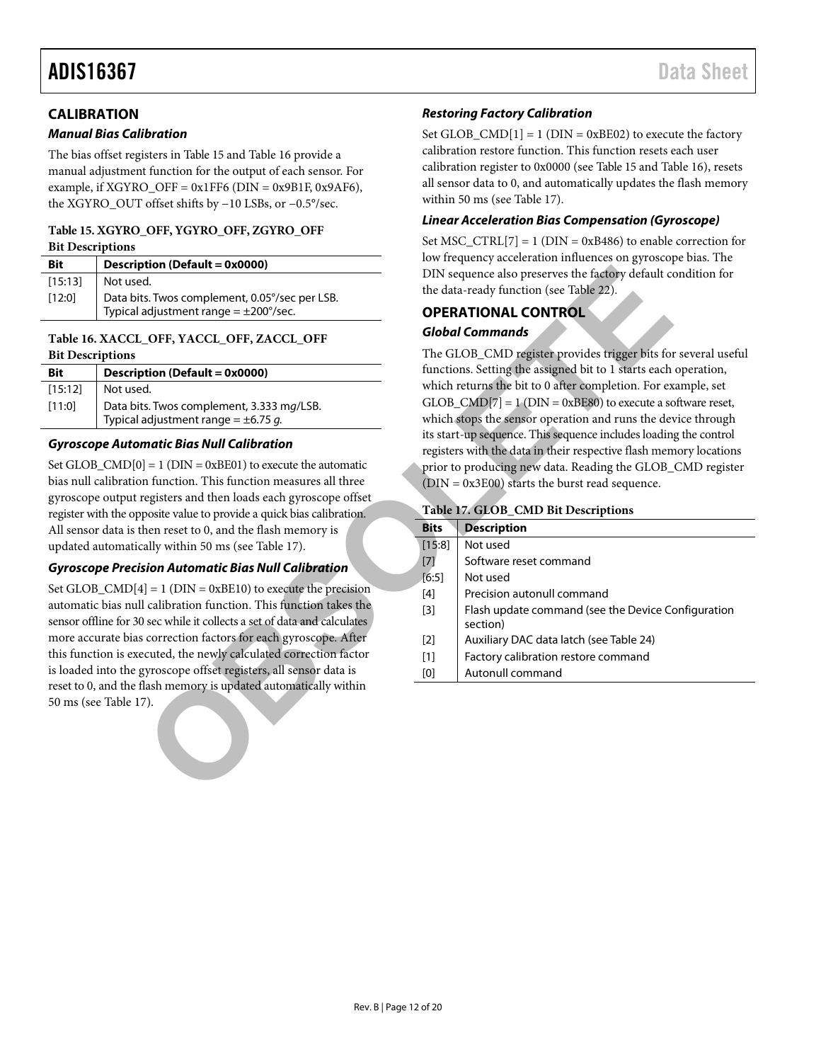## CALIBRATION

### *Manual Bias Calibration*

The bias offset registers in Table 15 and Table 16 provide a manual adjustment function for the output of each sensor. For example, if XGYRO_OFF = 0x1FF6 (DIN = 0x9B1F, 0x9AF6), the XGYRO_OUT offset shifts by −10 LSBs, or −0.5°/sec.

**Table 15. XGYRO_OFF, YGYRO_OFF, ZGYRO_OFF Bit Descriptions**

| Bit | Description (Default = 0x0000) |
|---|---|
| [15:13] | Not used. |
| [12:0] | Data bits. Twos complement, 0.05°/sec per LSB. Typical adjustment range = ±200°/sec. |

**Table 16. XACCL_OFF, YACCL_OFF, ZACCL_OFF Bit Descriptions**

| Bit | Description (Default = 0x0000) |
|---|---|
| [15:12] | Not used. |
| [11:0] | Data bits. Twos complement, 3.333 m*g*/LSB. Typical adjustment range = ±6.75 *g*. |

### *Gyroscope Automatic Bias Null Calibration*

Set GLOB_CMD[0] = 1 (DIN = 0xBE01) to execute the automatic bias null calibration function. This function measures all three gyroscope output registers and then loads each gyroscope offset register with the opposite value to provide a quick bias calibration. All sensor data is then reset to 0, and the flash memory is updated automatically within 50 ms (see Table 17).

### *Gyroscope Precision Automatic Bias Null Calibration*

Set GLOB_CMD[4] = 1 (DIN = 0xBE10) to execute the precision automatic bias null calibration function. This function takes the sensor offline for 30 sec while it collects a set of data and calculates more accurate bias correction factors for each gyroscope. After this function is executed, the newly calculated correction factor is loaded into the gyroscope offset registers, all sensor data is reset to 0, and the flash memory is updated automatically within 50 ms (see Table 17).

### *Restoring Factory Calibration*

Set GLOB_CMD[1] = 1 (DIN = 0xBE02) to execute the factory calibration restore function. This function resets each user calibration register to 0x0000 (see Table 15 and Table 16), resets all sensor data to 0, and automatically updates the flash memory within 50 ms (see Table 17).

### *Linear Acceleration Bias Compensation (Gyroscope)*

Set MSC_CTRL[7] = 1 (DIN = 0xB486) to enable correction for low frequency acceleration influences on gyroscope bias. The DIN sequence also preserves the factory default condition for the data-ready function (see Table 22).

## OPERATIONAL CONTROL

### *Global Commands*

The GLOB_CMD register provides trigger bits for several useful functions. Setting the assigned bit to 1 starts each operation, which returns the bit to 0 after completion. For example, set GLOB_CMD[7] = 1 (DIN = 0xBE80) to execute a software reset, which stops the sensor operation and runs the device through its start-up sequence. This sequence includes loading the control registers with the data in their respective flash memory locations prior to producing new data. Reading the GLOB_CMD register (DIN = 0x3E00) starts the burst read sequence.

**Table 17. GLOB_CMD Bit Descriptions**

| Bits | Description |
|---|---|
| [15:8] | Not used |
| [7] | Software reset command |
| [6:5] | Not used |
| [4] | Precision autonull command |
| [3] | Flash update command (see the Device Configuration section) |
| [2] | Auxiliary DAC data latch (see Table 24) |
| [1] | Factory calibration restore command |
| [0] | Autonull command |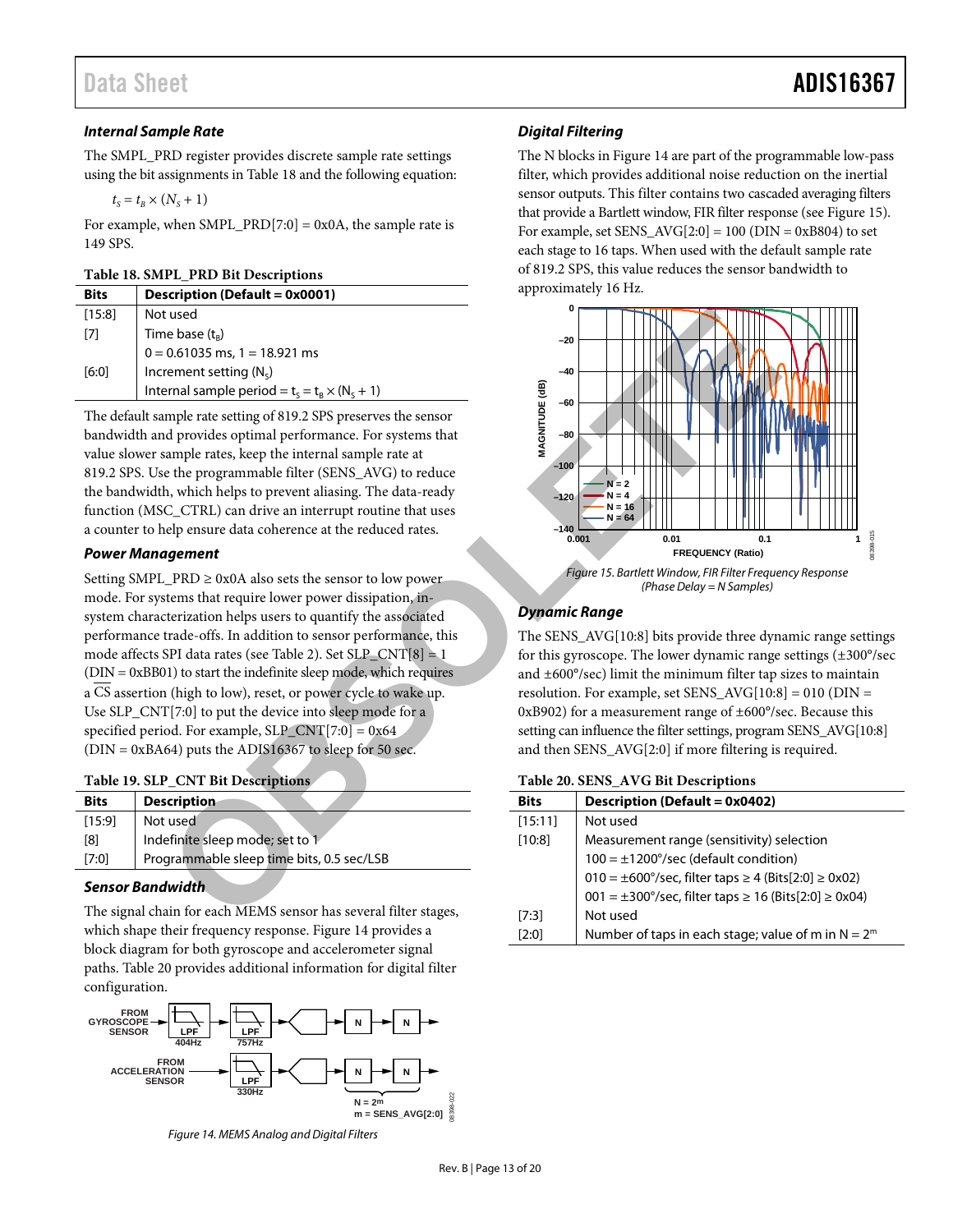### Internal Sample Rate

The SMPL_PRD register provides discrete sample rate settings using the bit assignments in Table 18 and the following equation:

$t_S = t_B \times (N_S + 1)$

For example, when SMPL_PRD[7:0] = 0x0A, the sample rate is 149 SPS.

**Table 18. SMPL_PRD Bit Descriptions**

| Bits | Description (Default = 0x0001) |
|---|---|
| [15:8] | Not used |
| [7] | Time base ($t_B$) |
| | 0 = 0.61035 ms, 1 = 18.921 ms |
| [6:0] | Increment setting ($N_S$) |
| | Internal sample period = $t_S = t_B \times (N_S + 1)$ |

The default sample rate setting of 819.2 SPS preserves the sensor bandwidth and provides optimal performance. For systems that value slower sample rates, keep the internal sample rate at 819.2 SPS. Use the programmable filter (SENS_AVG) to reduce the bandwidth, which helps to prevent aliasing. The data-ready function (MSC_CTRL) can drive an interrupt routine that uses a counter to help ensure data coherence at the reduced rates.

### Power Management

Setting SMPL_PRD ≥ 0x0A also sets the sensor to low power mode. For systems that require lower power dissipation, in-system characterization helps users to quantify the associated performance trade-offs. In addition to sensor performance, this mode affects SPI data rates (see Table 2). Set SLP_CNT[8] = 1 (DIN = 0xBB01) to start the indefinite sleep mode, which requires a $\overline{CS}$ assertion (high to low), reset, or power cycle to wake up. Use SLP_CNT[7:0] to put the device into sleep mode for a specified period. For example, SLP_CNT[7:0] = 0x64 (DIN = 0xBA64) puts the ADIS16367 to sleep for 50 sec.

**Table 19. SLP_CNT Bit Descriptions**

| Bits | Description |
|---|---|
| [15:9] | Not used |
| [8] | Indefinite sleep mode; set to 1 |
| [7:0] | Programmable sleep time bits, 0.5 sec/LSB |

### Sensor Bandwidth

The signal chain for each MEMS sensor has several filter stages, which shape their frequency response. Figure 14 provides a block diagram for both gyroscope and accelerometer signal paths. Table 20 provides additional information for digital filter configuration.

*Figure 14. MEMS Analog and Digital Filters*

### Digital Filtering

The N blocks in Figure 14 are part of the programmable low-pass filter, which provides additional noise reduction on the inertial sensor outputs. This filter contains two cascaded averaging filters that provide a Bartlett window, FIR filter response (see Figure 15). For example, set SENS_AVG[2:0] = 100 (DIN = 0xB804) to set each stage to 16 taps. When used with the default sample rate of 819.2 SPS, this value reduces the sensor bandwidth to approximately 16 Hz.

*Figure 15. Bartlett Window, FIR Filter Frequency Response (Phase Delay = N Samples)*

### Dynamic Range

The SENS_AVG[10:8] bits provide three dynamic range settings for this gyroscope. The lower dynamic range settings (±300°/sec and ±600°/sec) limit the minimum filter tap sizes to maintain resolution. For example, set SENS_AVG[10:8] = 010 (DIN = 0xB902) for a measurement range of ±600°/sec. Because this setting can influence the filter settings, program SENS_AVG[10:8] and then SENS_AVG[2:0] if more filtering is required.

**Table 20. SENS_AVG Bit Descriptions**

| Bits | Description (Default = 0x0402) |
|---|---|
| [15:11] | Not used |
| [10:8] | Measurement range (sensitivity) selection |
| | 100 = ±1200°/sec (default condition) |
| | 010 = ±600°/sec, filter taps ≥ 4 (Bits[2:0] ≥ 0x02) |
| | 001 = ±300°/sec, filter taps ≥ 16 (Bits[2:0] ≥ 0x04) |
| [7:3] | Not used |
| [2:0] | Number of taps in each stage; value of m in $N = 2^m$ |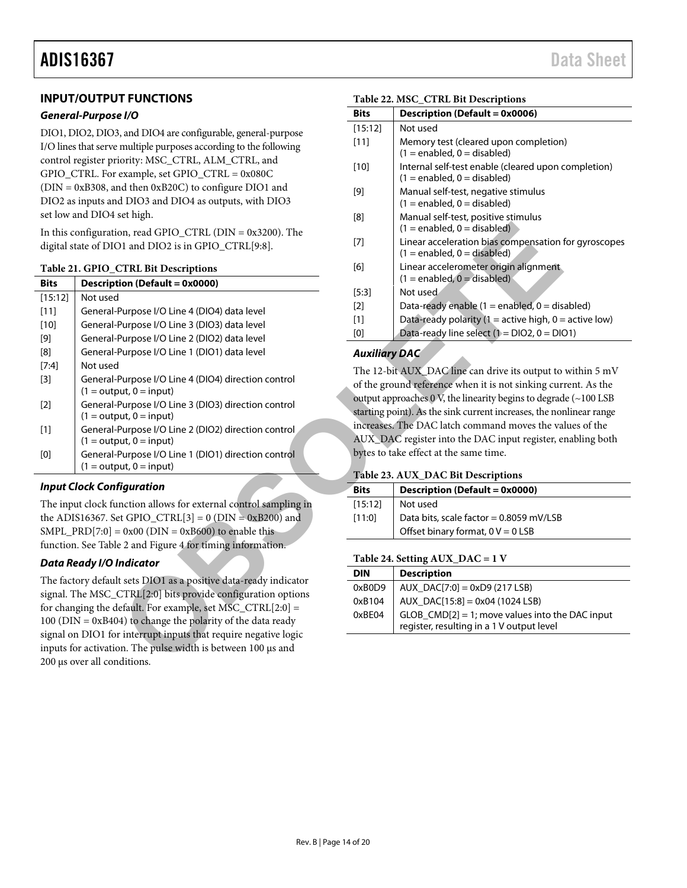## INPUT/OUTPUT FUNCTIONS

### *General-Purpose I/O*

DIO1, DIO2, DIO3, and DIO4 are configurable, general-purpose I/O lines that serve multiple purposes according to the following control register priority: MSC_CTRL, ALM_CTRL, and GPIO_CTRL. For example, set GPIO_CTRL = 0x080C (DIN = 0xB308, and then 0xB20C) to configure DIO1 and DIO2 as inputs and DIO3 and DIO4 as outputs, with DIO3 set low and DIO4 set high.

In this configuration, read GPIO_CTRL (DIN = 0x3200). The digital state of DIO1 and DIO2 is in GPIO_CTRL[9:8].

**Table 21. GPIO_CTRL Bit Descriptions**

| Bits | Description (Default = 0x0000) |
|---|---|
| [15:12] | Not used |
| [11] | General-Purpose I/O Line 4 (DIO4) data level |
| [10] | General-Purpose I/O Line 3 (DIO3) data level |
| [9] | General-Purpose I/O Line 2 (DIO2) data level |
| [8] | General-Purpose I/O Line 1 (DIO1) data level |
| [7:4] | Not used |
| [3] | General-Purpose I/O Line 4 (DIO4) direction control (1 = output, 0 = input) |
| [2] | General-Purpose I/O Line 3 (DIO3) direction control (1 = output, 0 = input) |
| [1] | General-Purpose I/O Line 2 (DIO2) direction control (1 = output, 0 = input) |
| [0] | General-Purpose I/O Line 1 (DIO1) direction control (1 = output, 0 = input) |

### *Input Clock Configuration*

The input clock function allows for external control sampling in the ADIS16367. Set GPIO_CTRL[3] = 0 (DIN = 0xB200) and SMPL_PRD[7:0] = 0x00 (DIN = 0xB600) to enable this function. See Table 2 and Figure 4 for timing information.

### *Data Ready I/O Indicator*

The factory default sets DIO1 as a positive data-ready indicator signal. The MSC_CTRL[2:0] bits provide configuration options for changing the default. For example, set MSC_CTRL[2:0] = 100 (DIN = 0xB404) to change the polarity of the data ready signal on DIO1 for interrupt inputs that require negative logic inputs for activation. The pulse width is between 100 µs and 200 µs over all conditions.

**Table 22. MSC_CTRL Bit Descriptions**

| Bits | Description (Default = 0x0006) |
|---|---|
| [15:12] | Not used |
| [11] | Memory test (cleared upon completion) (1 = enabled, 0 = disabled) |
| [10] | Internal self-test enable (cleared upon completion) (1 = enabled, 0 = disabled) |
| [9] | Manual self-test, negative stimulus (1 = enabled, 0 = disabled) |
| [8] | Manual self-test, positive stimulus (1 = enabled, 0 = disabled) |
| [7] | Linear acceleration bias compensation for gyroscopes (1 = enabled, 0 = disabled) |
| [6] | Linear accelerometer origin alignment (1 = enabled, 0 = disabled) |
| [5:3] | Not used |
| [2] | Data-ready enable (1 = enabled, 0 = disabled) |
| [1] | Data-ready polarity (1 = active high, 0 = active low) |
| [0] | Data-ready line select (1 = DIO2, 0 = DIO1) |

### *Auxiliary DAC*

The 12-bit AUX_DAC line can drive its output to within 5 mV of the ground reference when it is not sinking current. As the output approaches 0 V, the linearity begins to degrade (~100 LSB starting point). As the sink current increases, the nonlinear range increases. The DAC latch command moves the values of the AUX_DAC register into the DAC input register, enabling both bytes to take effect at the same time.

**Table 23. AUX_DAC Bit Descriptions**

| Bits | Description (Default = 0x0000) |
|---|---|
| [15:12] | Not used |
| [11:0] | Data bits, scale factor = 0.8059 mV/LSB |
| | Offset binary format, 0 V = 0 LSB |

**Table 24. Setting AUX_DAC = 1 V**

| DIN | Description |
|---|---|
| 0xB0D9 | AUX_DAC[7:0] = 0xD9 (217 LSB) |
| 0xB104 | AUX_DAC[15:8] = 0x04 (1024 LSB) |
| 0xBE04 | GLOB_CMD[2] = 1; move values into the DAC input register, resulting in a 1 V output level |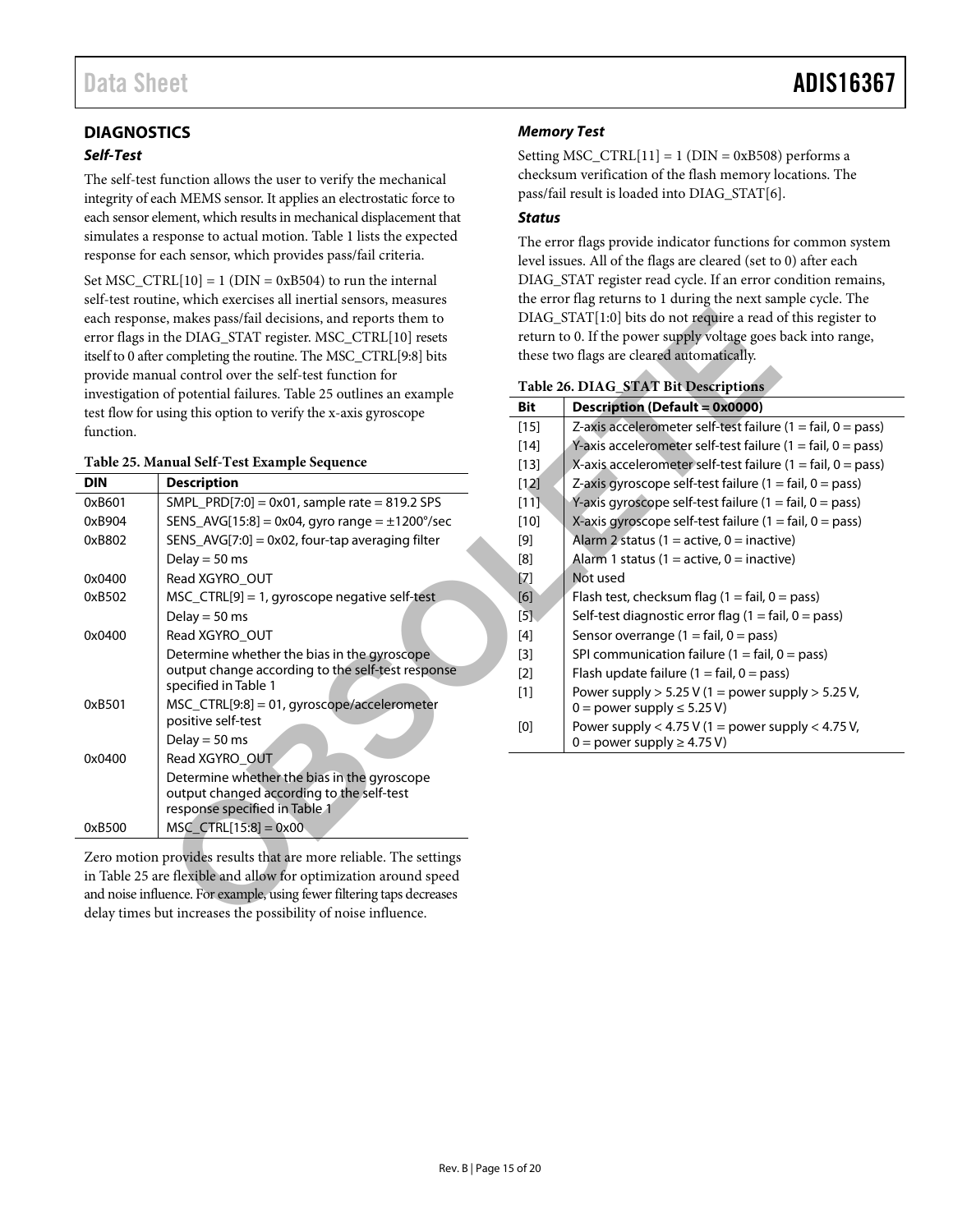## DIAGNOSTICS

### *Self-Test*

The self-test function allows the user to verify the mechanical integrity of each MEMS sensor. It applies an electrostatic force to each sensor element, which results in mechanical displacement that simulates a response to actual motion. Table 1 lists the expected response for each sensor, which provides pass/fail criteria.

Set MSC_CTRL[10] = 1 (DIN = 0xB504) to run the internal self-test routine, which exercises all inertial sensors, measures each response, makes pass/fail decisions, and reports them to error flags in the DIAG_STAT register. MSC_CTRL[10] resets itself to 0 after completing the routine. The MSC_CTRL[9:8] bits provide manual control over the self-test function for investigation of potential failures. Table 25 outlines an example test flow for using this option to verify the x-axis gyroscope function.

**Table 25. Manual Self-Test Example Sequence**

| DIN | Description |
|---|---|
| 0xB601 | SMPL_PRD[7:0] = 0x01, sample rate = 819.2 SPS |
| 0xB904 | SENS_AVG[15:8] = 0x04, gyro range = ±1200°/sec |
| 0xB802 | SENS_AVG[7:0] = 0x02, four-tap averaging filter |
| | Delay = 50 ms |
| 0x0400 | Read XGYRO_OUT |
| 0xB502 | MSC_CTRL[9] = 1, gyroscope negative self-test |
| | Delay = 50 ms |
| 0x0400 | Read XGYRO_OUT |
| | Determine whether the bias in the gyroscope output change according to the self-test response specified in Table 1 |
| 0xB501 | MSC_CTRL[9:8] = 01, gyroscope/accelerometer positive self-test |
| | Delay = 50 ms |
| 0x0400 | Read XGYRO_OUT |
| | Determine whether the bias in the gyroscope output changed according to the self-test response specified in Table 1 |
| 0xB500 | MSC_CTRL[15:8] = 0x00 |

Zero motion provides results that are more reliable. The settings in Table 25 are flexible and allow for optimization around speed and noise influence. For example, using fewer filtering taps decreases delay times but increases the possibility of noise influence.

### *Memory Test*

Setting MSC_CTRL[11] = 1 (DIN = 0xB508) performs a checksum verification of the flash memory locations. The pass/fail result is loaded into DIAG_STAT[6].

### *Status*

The error flags provide indicator functions for common system level issues. All of the flags are cleared (set to 0) after each DIAG_STAT register read cycle. If an error condition remains, the error flag returns to 1 during the next sample cycle. The DIAG_STAT[1:0] bits do not require a read of this register to return to 0. If the power supply voltage goes back into range, these two flags are cleared automatically.

**Table 26. DIAG_STAT Bit Descriptions**

| Bit | Description (Default = 0x0000) |
|---|---|
| [15] | Z-axis accelerometer self-test failure (1 = fail, 0 = pass) |
| [14] | Y-axis accelerometer self-test failure (1 = fail, 0 = pass) |
| [13] | X-axis accelerometer self-test failure (1 = fail, 0 = pass) |
| [12] | Z-axis gyroscope self-test failure (1 = fail, 0 = pass) |
| [11] | Y-axis gyroscope self-test failure (1 = fail, 0 = pass) |
| [10] | X-axis gyroscope self-test failure (1 = fail, 0 = pass) |
| [9] | Alarm 2 status (1 = active, 0 = inactive) |
| [8] | Alarm 1 status (1 = active, 0 = inactive) |
| [7] | Not used |
| [6] | Flash test, checksum flag (1 = fail, 0 = pass) |
| [5] | Self-test diagnostic error flag (1 = fail, 0 = pass) |
| [4] | Sensor overrange (1 = fail, 0 = pass) |
| [3] | SPI communication failure (1 = fail, 0 = pass) |
| [2] | Flash update failure (1 = fail, 0 = pass) |
| [1] | Power supply > 5.25 V (1 = power supply > 5.25 V, 0 = power supply ≤ 5.25 V) |
| [0] | Power supply < 4.75 V (1 = power supply < 4.75 V, 0 = power supply ≥ 4.75 V) |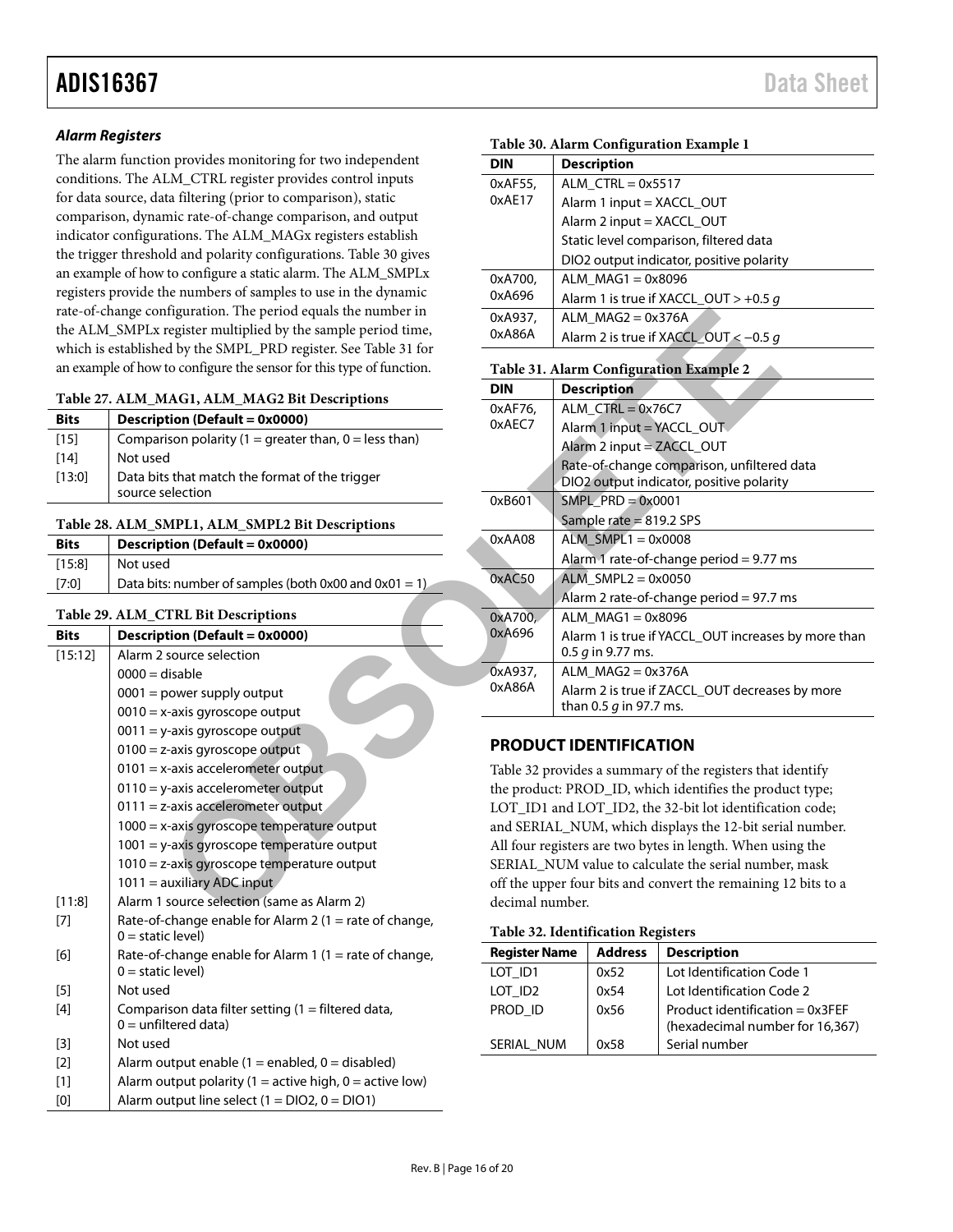### *Alarm Registers*

The alarm function provides monitoring for two independent conditions. The ALM_CTRL register provides control inputs for data source, data filtering (prior to comparison), static comparison, dynamic rate-of-change comparison, and output indicator configurations. The ALM_MAGx registers establish the trigger threshold and polarity configurations. Table 30 gives an example of how to configure a static alarm. The ALM_SMPLx registers provide the numbers of samples to use in the dynamic rate-of-change configuration. The period equals the number in the ALM_SMPLx register multiplied by the sample period time, which is established by the SMPL_PRD register. See Table 31 for an example of how to configure the sensor for this type of function.

**Table 27. ALM_MAG1, ALM_MAG2 Bit Descriptions**

| Bits | Description (Default = 0x0000) |
|---|---|
| [15] | Comparison polarity (1 = greater than, 0 = less than) |
| [14] | Not used |
| [13:0] | Data bits that match the format of the trigger source selection |

**Table 28. ALM_SMPL1, ALM_SMPL2 Bit Descriptions**

| Bits | Description (Default = 0x0000) |
|---|---|
| [15:8] | Not used |
| [7:0] | Data bits: number of samples (both 0x00 and 0x01 = 1) |

**Table 29. ALM_CTRL Bit Descriptions**

| Bits | Description (Default = 0x0000) |
|---|---|
| [15:12] | Alarm 2 source selection |
| | 0000 = disable |
| | 0001 = power supply output |
| | 0010 = x-axis gyroscope output |
| | 0011 = y-axis gyroscope output |
| | 0100 = z-axis gyroscope output |
| | 0101 = x-axis accelerometer output |
| | 0110 = y-axis accelerometer output |
| | 0111 = z-axis accelerometer output |
| | 1000 = x-axis gyroscope temperature output |
| | 1001 = y-axis gyroscope temperature output |
| | 1010 = z-axis gyroscope temperature output |
| | 1011 = auxiliary ADC input |
| [11:8] | Alarm 1 source selection (same as Alarm 2) |
| [7] | Rate-of-change enable for Alarm 2 (1 = rate of change, 0 = static level) |
| [6] | Rate-of-change enable for Alarm 1 (1 = rate of change, 0 = static level) |
| [5] | Not used |
| [4] | Comparison data filter setting (1 = filtered data, 0 = unfiltered data) |
| [3] | Not used |
| [2] | Alarm output enable (1 = enabled, 0 = disabled) |
| [1] | Alarm output polarity (1 = active high, 0 = active low) |
| [0] | Alarm output line select (1 = DIO2, 0 = DIO1) |

**Table 30. Alarm Configuration Example 1**

| DIN | Description |
|---|---|
| 0xAF55, 0xAE17 | ALM_CTRL = 0x5517 |
| | Alarm 1 input = XACCL_OUT |
| | Alarm 2 input = XACCL_OUT |
| | Static level comparison, filtered data |
| | DIO2 output indicator, positive polarity |
| 0xA700, 0xA696 | ALM_MAG1 = 0x8096 |
| | Alarm 1 is true if XACCL_OUT > +0.5 *g* |
| 0xA937, 0xA86A | ALM_MAG2 = 0x376A |
| | Alarm 2 is true if XACCL_OUT < −0.5 *g* |

**Table 31. Alarm Configuration Example 2**

| DIN | Description |
|---|---|
| 0xAF76, 0xAEC7 | ALM_CTRL = 0x76C7 |
| | Alarm 1 input = YACCL_OUT |
| | Alarm 2 input = ZACCL_OUT |
| | Rate-of-change comparison, unfiltered data |
| | DIO2 output indicator, positive polarity |
| 0xB601 | SMPL_PRD = 0x0001 |
| | Sample rate = 819.2 SPS |
| 0xAA08 | ALM_SMPL1 = 0x0008 |
| | Alarm 1 rate-of-change period = 9.77 ms |
| 0xAC50 | ALM_SMPL2 = 0x0050 |
| | Alarm 2 rate-of-change period = 97.7 ms |
| 0xA700, 0xA696 | ALM_MAG1 = 0x8096 |
| | Alarm 1 is true if YACCL_OUT increases by more than 0.5 *g* in 9.77 ms. |
| 0xA937, 0xA86A | ALM_MAG2 = 0x376A |
| | Alarm 2 is true if ZACCL_OUT decreases by more than 0.5 *g* in 97.7 ms. |

## PRODUCT IDENTIFICATION

Table 32 provides a summary of the registers that identify the product: PROD_ID, which identifies the product type; LOT_ID1 and LOT_ID2, the 32-bit lot identification code; and SERIAL_NUM, which displays the 12-bit serial number. All four registers are two bytes in length. When using the SERIAL_NUM value to calculate the serial number, mask off the upper four bits and convert the remaining 12 bits to a decimal number.

**Table 32. Identification Registers**

| Register Name | Address | Description |
|---|---|---|
| LOT_ID1 | 0x52 | Lot Identification Code 1 |
| LOT_ID2 | 0x54 | Lot Identification Code 2 |
| PROD_ID | 0x56 | Product identification = 0x3FEF (hexadecimal number for 16,367) |
| SERIAL_NUM | 0x58 | Serial number |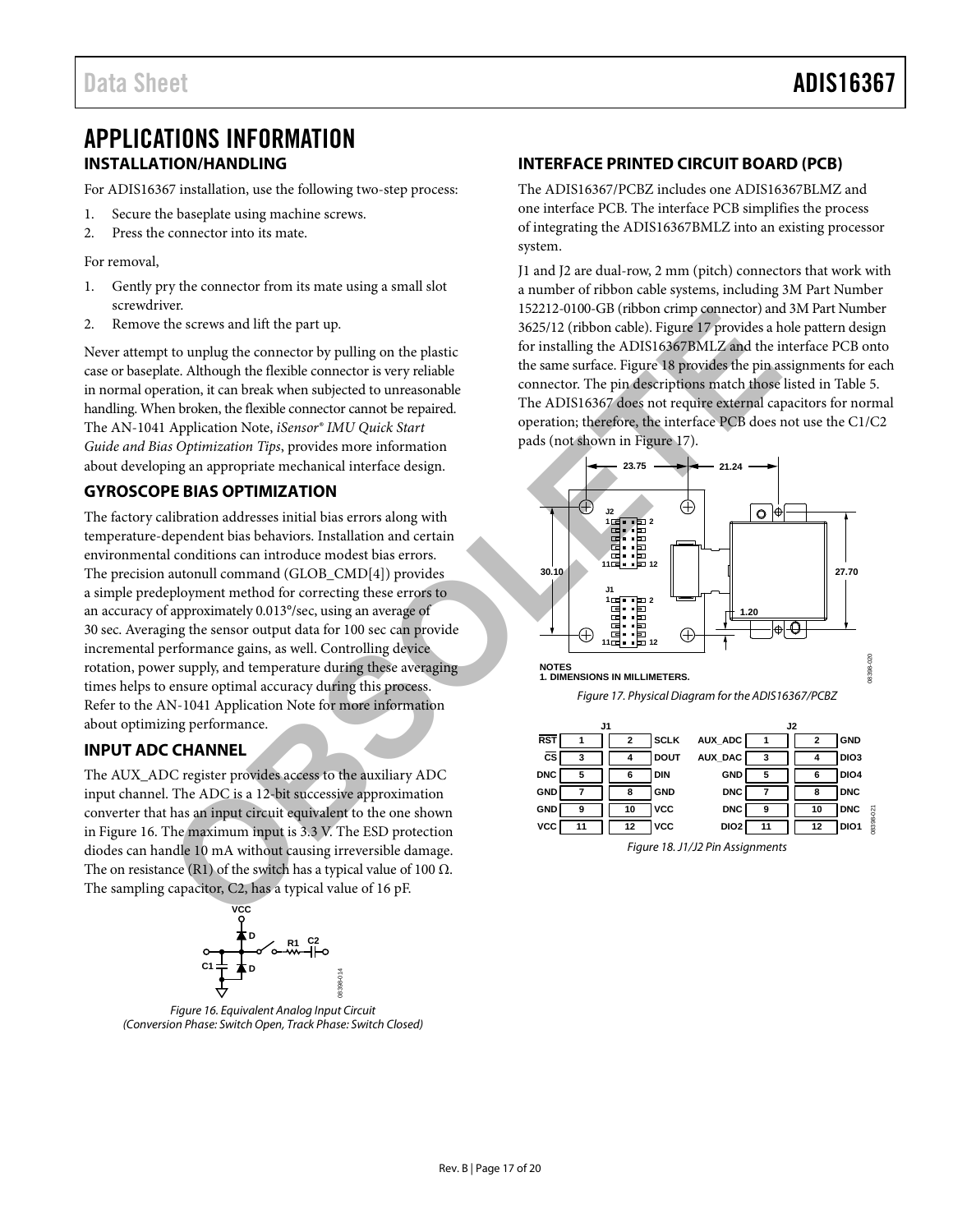# APPLICATIONS INFORMATION

## INSTALLATION/HANDLING

For ADIS16367 installation, use the following two-step process:

1. Secure the baseplate using machine screws.
2. Press the connector into its mate.

For removal,

1. Gently pry the connector from its mate using a small slot screwdriver.
2. Remove the screws and lift the part up.

Never attempt to unplug the connector by pulling on the plastic case or baseplate. Although the flexible connector is very reliable in normal operation, it can break when subjected to unreasonable handling. When broken, the flexible connector cannot be repaired. The AN-1041 Application Note, *iSensor® IMU Quick Start Guide and Bias Optimization Tips*, provides more information about developing an appropriate mechanical interface design.

## GYROSCOPE BIAS OPTIMIZATION

The factory calibration addresses initial bias errors along with temperature-dependent bias behaviors. Installation and certain environmental conditions can introduce modest bias errors. The precision autonull command (GLOB_CMD[4]) provides a simple predeployment method for correcting these errors to an accuracy of approximately 0.013°/sec, using an average of 30 sec. Averaging the sensor output data for 100 sec can provide incremental performance gains, as well. Controlling device rotation, power supply, and temperature during these averaging times helps to ensure optimal accuracy during this process. Refer to the AN-1041 Application Note for more information about optimizing performance.

## INPUT ADC CHANNEL

The AUX_ADC register provides access to the auxiliary ADC input channel. The ADC is a 12-bit successive approximation converter that has an input circuit equivalent to the one shown in Figure 16. The maximum input is 3.3 V. The ESD protection diodes can handle 10 mA without causing irreversible damage. The on resistance (R1) of the switch has a typical value of 100 Ω. The sampling capacitor, C2, has a typical value of 16 pF.

*Figure 16. Equivalent Analog Input Circuit (Conversion Phase: Switch Open, Track Phase: Switch Closed)*

## INTERFACE PRINTED CIRCUIT BOARD (PCB)

The ADIS16367/PCBZ includes one ADIS16367BLMZ and one interface PCB. The interface PCB simplifies the process of integrating the ADIS16367BMLZ into an existing processor system.

J1 and J2 are dual-row, 2 mm (pitch) connectors that work with a number of ribbon cable systems, including 3M Part Number 152212-0100-GB (ribbon crimp connector) and 3M Part Number 3625/12 (ribbon cable). Figure 17 provides a hole pattern design for installing the ADIS16367BMLZ and the interface PCB onto the same surface. Figure 18 provides the pin assignments for each connector. The pin descriptions match those listed in Table 5. The ADIS16367 does not require external capacitors for normal operation; therefore, the interface PCB does not use the C1/C2 pads (not shown in Figure 17).

NOTES
1. DIMENSIONS IN MILLIMETERS.

*Figure 17. Physical Diagram for the ADIS16367/PCBZ*

| J1 | | | | J2 | | | |
|---|---|---|---|---|---|---|---|
| RST | 1 | 2 | SCLK | AUX_ADC | 1 | 2 | GND |
| CS | 3 | 4 | DOUT | AUX_DAC | 3 | 4 | DIO3 |
| DNC | 5 | 6 | DIN | GND | 5 | 6 | DIO4 |
| GND | 7 | 8 | GND | DNC | 7 | 8 | DNC |
| GND | 9 | 10 | VCC | DNC | 9 | 10 | DNC |
| VCC | 11 | 12 | VCC | DIO2 | 11 | 12 | DIO1 |

*Figure 18. J1/J2 Pin Assignments*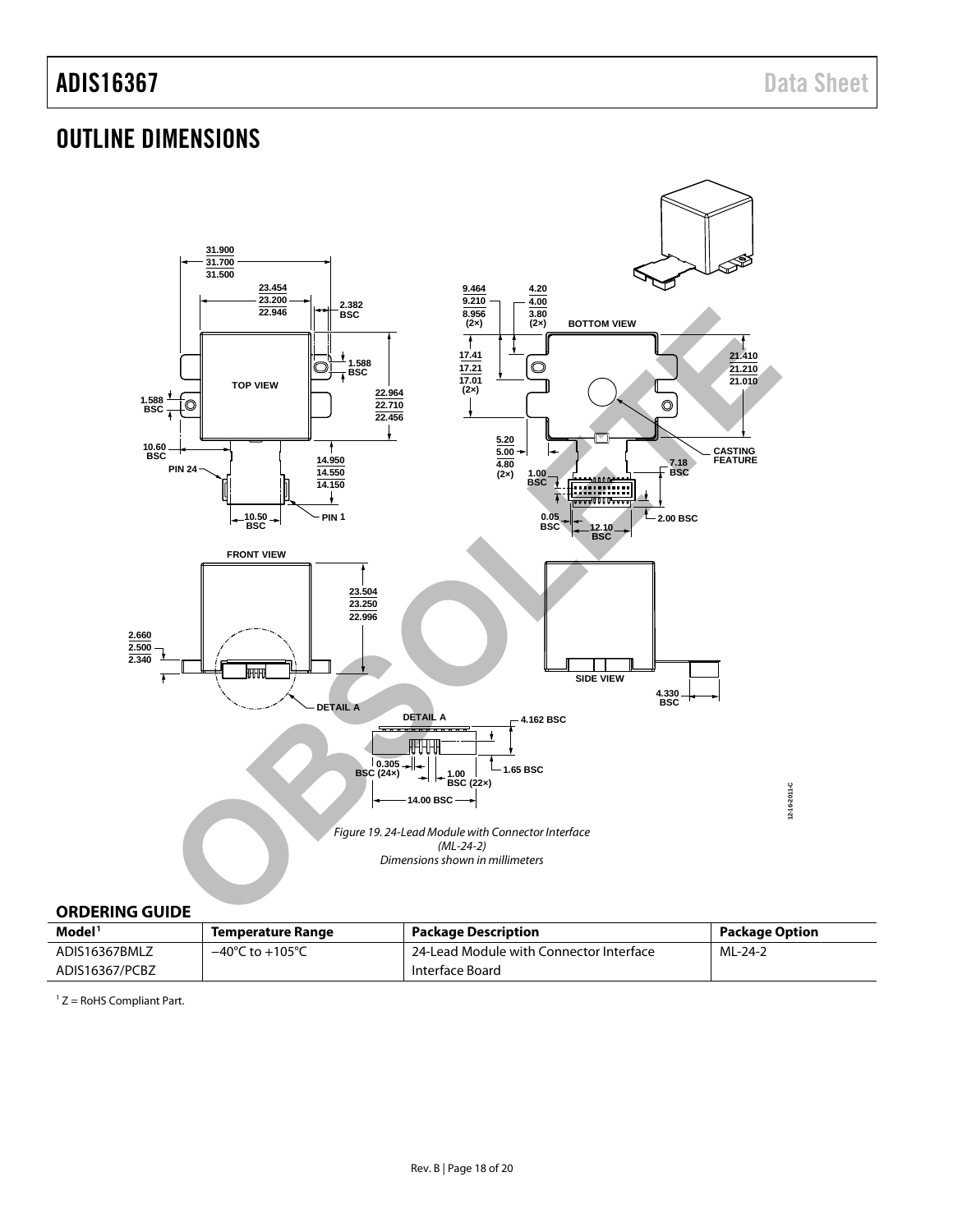# OUTLINE DIMENSIONS

*Figure 19. 24-Lead Module with Connector Interface (ML-24-2) Dimensions shown in millimeters*

## ORDERING GUIDE

| Model[1] | Temperature Range | Package Description | Package Option |
|---|---|---|---|
| ADIS16367BMLZ | −40°C to +105°C | 24-Lead Module with Connector Interface | ML-24-2 |
| ADIS16367/PCBZ | | Interface Board | |

[1] Z = RoHS Compliant Part.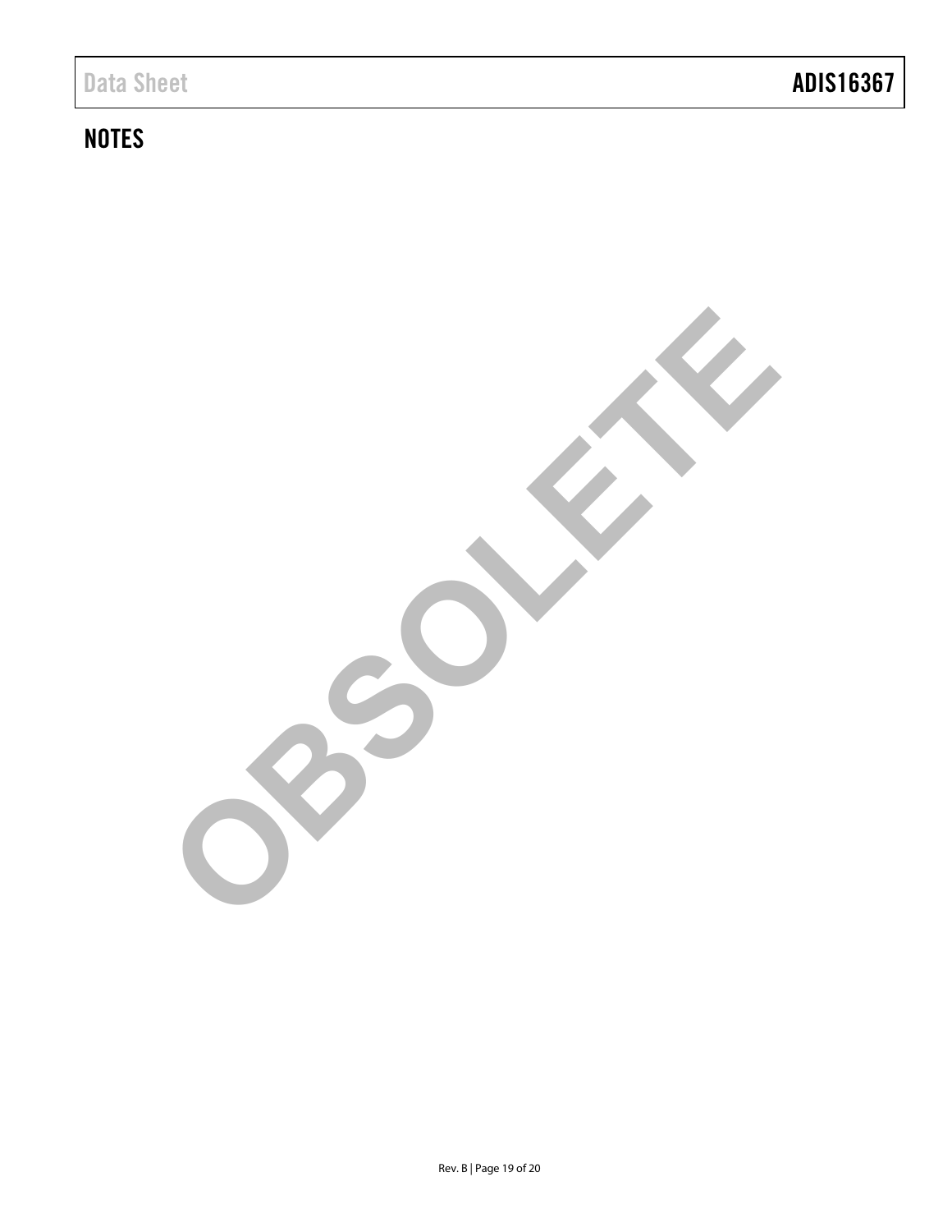## NOTES

OBSOLETE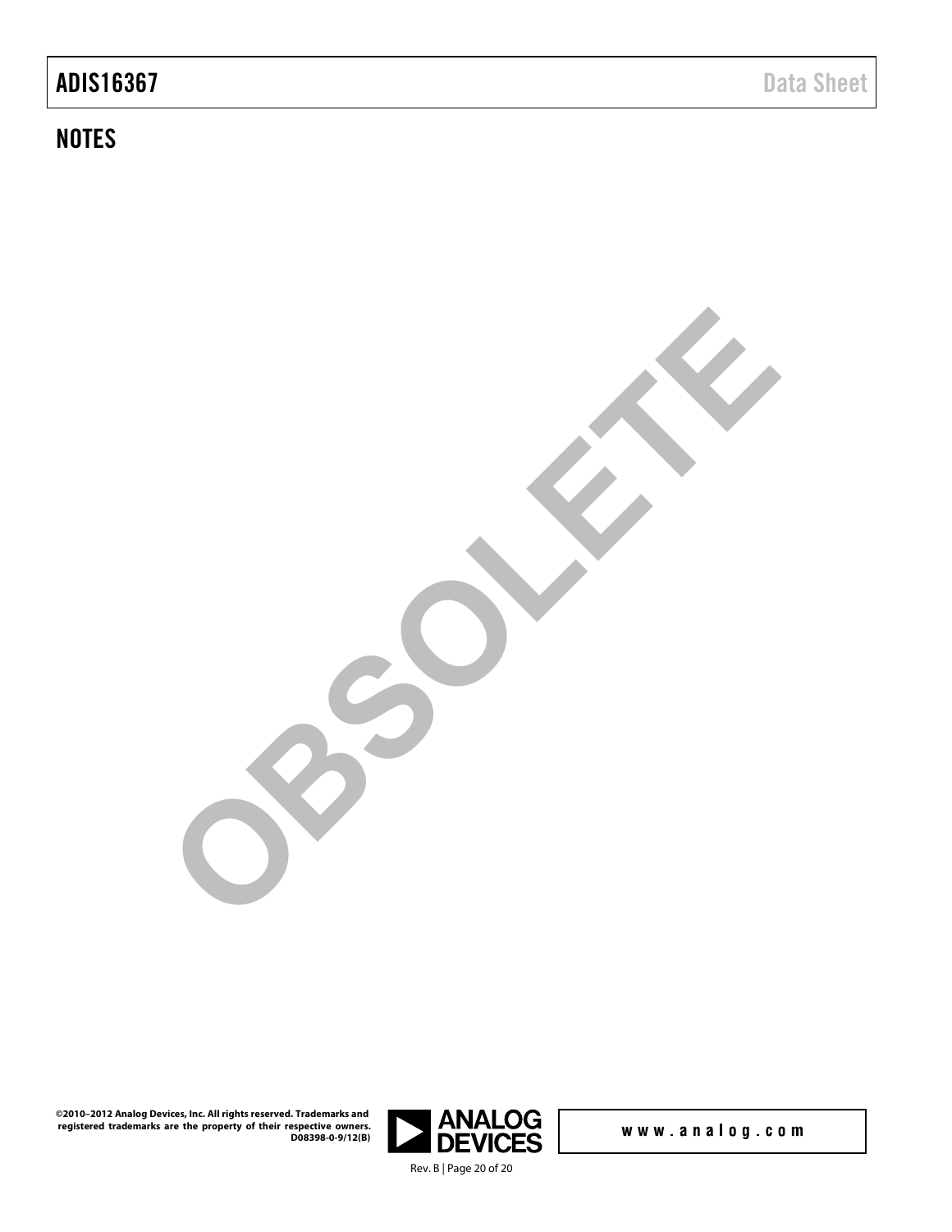## NOTES

OBSOLETE

©2010–2012 Analog Devices, Inc. All rights reserved. Trademarks and registered trademarks are the property of their respective owners. D08398-0-9/12(B)

www.analog.com